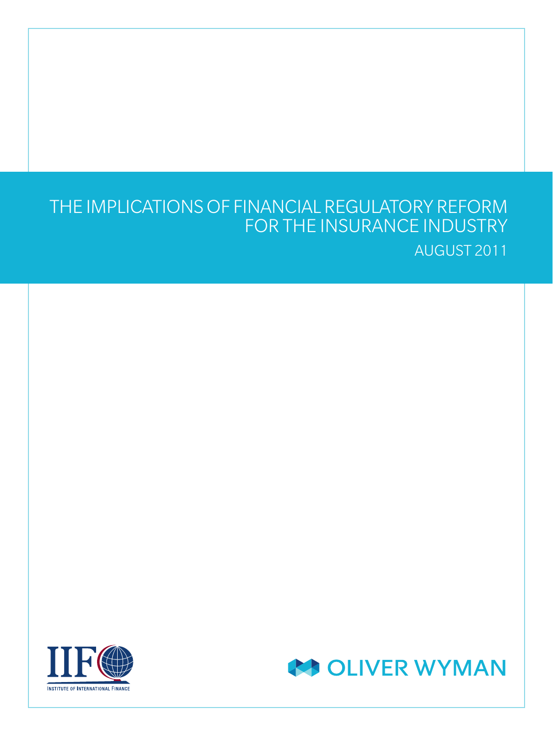# THE IMPLICATIONS OF FINANCIAL REGULATORY REFORM FOR THE INSURANCE INDUSTRY

AUGUST 2011

INSTITUTE OF INTERNATIONAL FINANCE

OLIVER WYMAN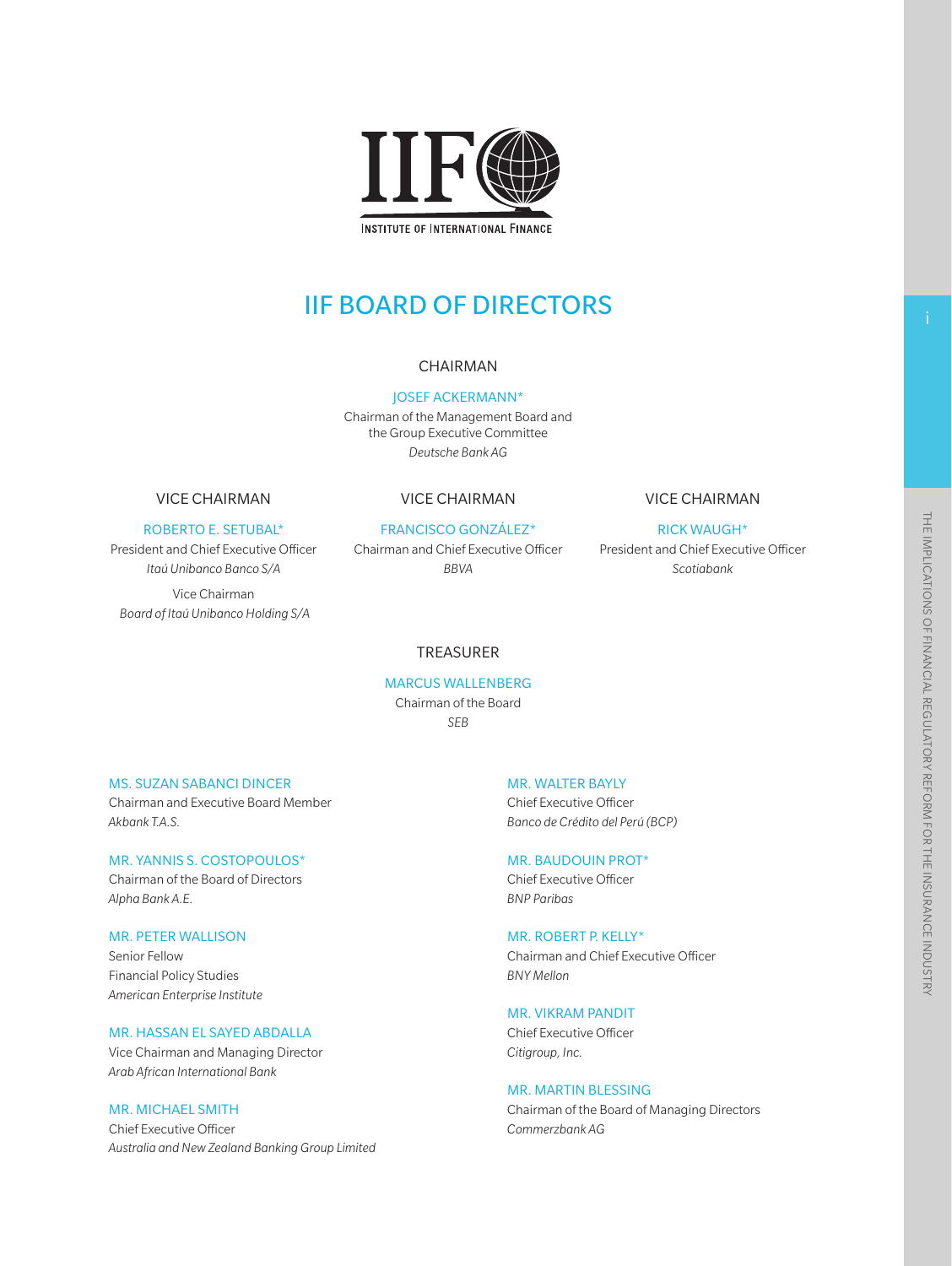INSTITUTE OF INTERNATIONAL FINANCE

# IIF BOARD OF DIRECTORS

## CHAIRMAN

JOSEF ACKERMANN*
Chairman of the Management Board and the Group Executive Committee
*Deutsche Bank AG*

## VICE CHAIRMAN

ROBERTO E. SETUBAL*
President and Chief Executive Officer
*Itaú Unibanco Banco S/A*

Vice Chairman
*Board of Itaú Unibanco Holding S/A*

## VICE CHAIRMAN

FRANCISCO GONZÁLEZ*
Chairman and Chief Executive Officer
*BBVA*

## VICE CHAIRMAN

RICK WAUGH*
President and Chief Executive Officer
*Scotiabank*

## TREASURER

MARCUS WALLENBERG
Chairman of the Board
*SEB*

MS. SUZAN SABANCI DINCER
Chairman and Executive Board Member
*Akbank T.A.S.*

MR. YANNIS S. COSTOPOULOS*
Chairman of the Board of Directors
*Alpha Bank A.E.*

MR. PETER WALLISON
Senior Fellow
Financial Policy Studies
*American Enterprise Institute*

MR. HASSAN EL SAYED ABDALLA
Vice Chairman and Managing Director
*Arab African International Bank*

MR. MICHAEL SMITH
Chief Executive Officer
*Australia and New Zealand Banking Group Limited*

MR. WALTER BAYLY
Chief Executive Officer
*Banco de Crédito del Perú (BCP)*

MR. BAUDOUIN PROT*
Chief Executive Officer
*BNP Paribas*

MR. ROBERT P. KELLY*
Chairman and Chief Executive Officer
*BNY Mellon*

MR. VIKRAM PANDIT
Chief Executive Officer
*Citigroup, Inc.*

MR. MARTIN BLESSING
Chairman of the Board of Managing Directors
*Commerzbank AG*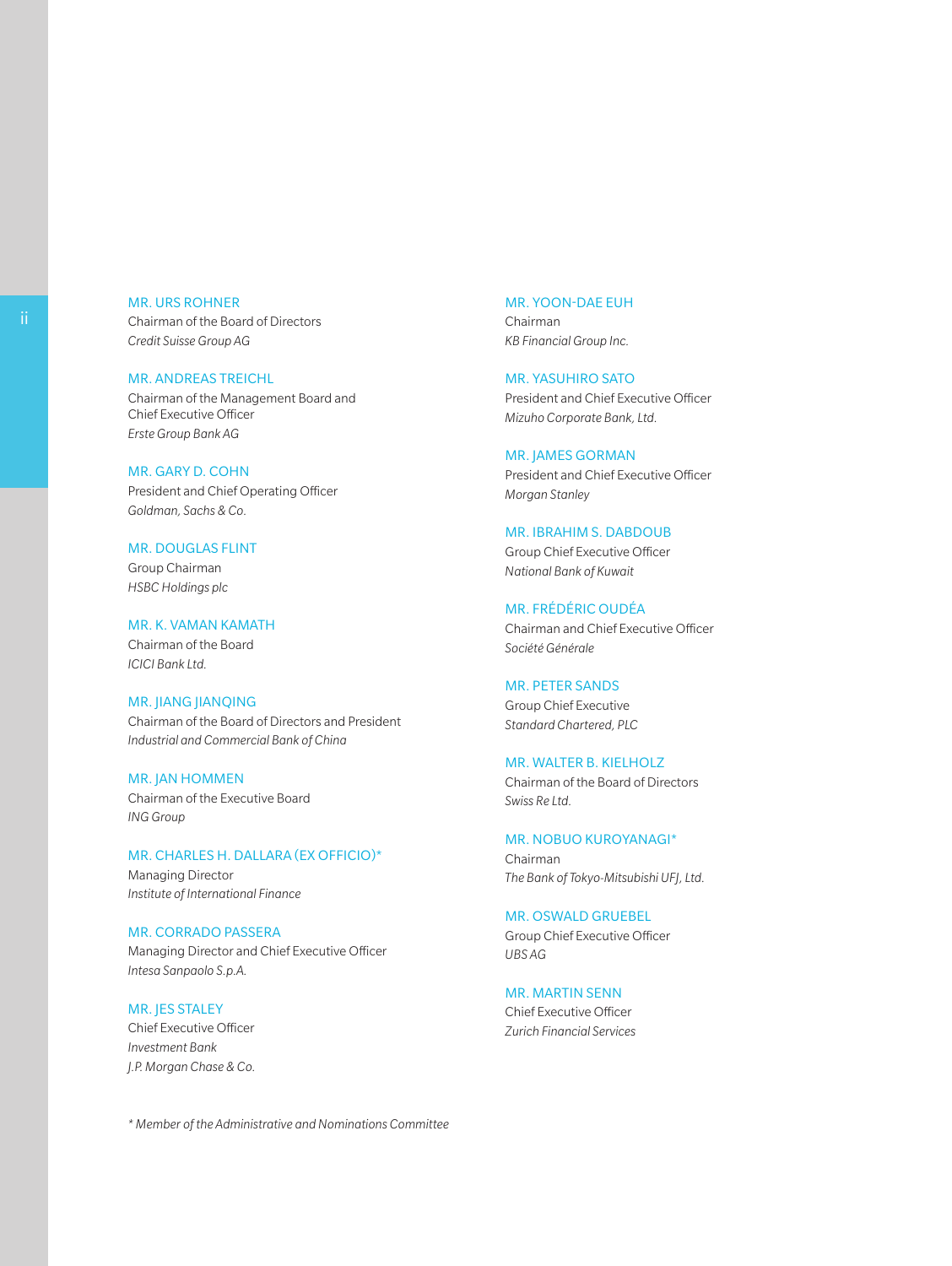MR. URS ROHNER
Chairman of the Board of Directors
*Credit Suisse Group AG*

MR. ANDREAS TREICHL
Chairman of the Management Board and Chief Executive Officer
*Erste Group Bank AG*

MR. GARY D. COHN
President and Chief Operating Officer
*Goldman, Sachs & Co.*

MR. DOUGLAS FLINT
Group Chairman
*HSBC Holdings plc*

MR. K. VAMAN KAMATH
Chairman of the Board
*ICICI Bank Ltd.*

MR. JIANG JIANQING
Chairman of the Board of Directors and President
*Industrial and Commercial Bank of China*

MR. JAN HOMMEN
Chairman of the Executive Board
*ING Group*

MR. CHARLES H. DALLARA (EX OFFICIO)*
Managing Director
*Institute of International Finance*

MR. CORRADO PASSERA
Managing Director and Chief Executive Officer
*Intesa Sanpaolo S.p.A.*

MR. JES STALEY
Chief Executive Officer
*Investment Bank*
*J.P. Morgan Chase & Co.*

MR. YOON-DAE EUH
Chairman
*KB Financial Group Inc.*

MR. YASUHIRO SATO
President and Chief Executive Officer
*Mizuho Corporate Bank, Ltd.*

MR. JAMES GORMAN
President and Chief Executive Officer
*Morgan Stanley*

MR. IBRAHIM S. DABDOUB
Group Chief Executive Officer
*National Bank of Kuwait*

MR. FRÉDÉRIC OUDÉA
Chairman and Chief Executive Officer
*Société Générale*

MR. PETER SANDS
Group Chief Executive
*Standard Chartered, PLC*

MR. WALTER B. KIELHOLZ
Chairman of the Board of Directors
*Swiss Re Ltd.*

MR. NOBUO KUROYANAGI*
Chairman
*The Bank of Tokyo-Mitsubishi UFJ, Ltd.*

MR. OSWALD GRUEBEL
Group Chief Executive Officer
*UBS AG*

MR. MARTIN SENN
Chief Executive Officer
*Zurich Financial Services*

*\* Member of the Administrative and Nominations Committee*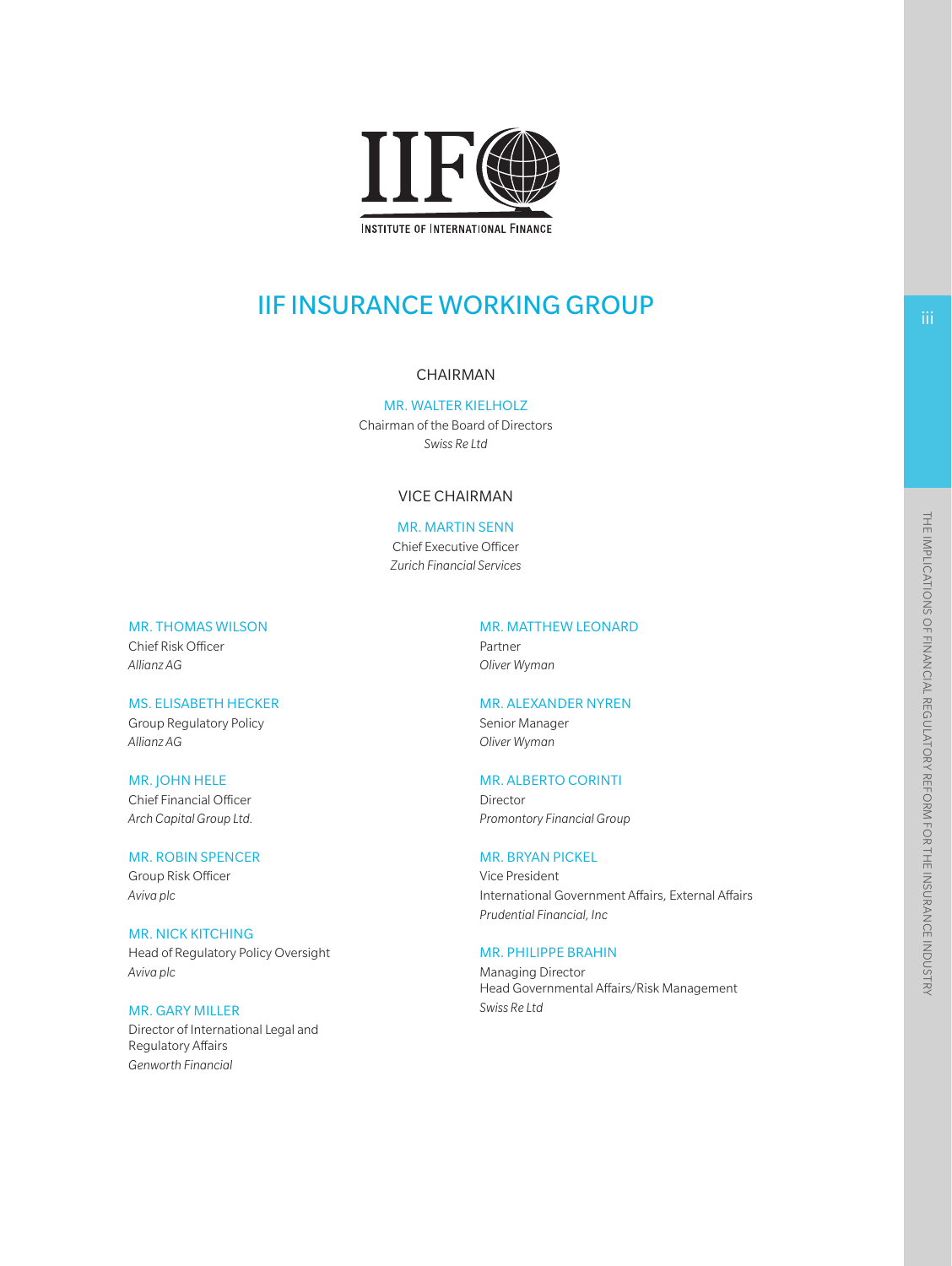INSTITUTE OF INTERNATIONAL FINANCE

# IIF INSURANCE WORKING GROUP

## CHAIRMAN

MR. WALTER KIELHOLZ
Chairman of the Board of Directors
*Swiss Re Ltd*

## VICE CHAIRMAN

MR. MARTIN SENN
Chief Executive Officer
*Zurich Financial Services*

MR. THOMAS WILSON
Chief Risk Officer
*Allianz AG*

MS. ELISABETH HECKER
Group Regulatory Policy
*Allianz AG*

MR. JOHN HELE
Chief Financial Officer
*Arch Capital Group Ltd.*

MR. ROBIN SPENCER
Group Risk Officer
*Aviva plc*

MR. NICK KITCHING
Head of Regulatory Policy Oversight
*Aviva plc*

MR. GARY MILLER
Director of International Legal and Regulatory Affairs
*Genworth Financial*

MR. MATTHEW LEONARD
Partner
*Oliver Wyman*

MR. ALEXANDER NYREN
Senior Manager
*Oliver Wyman*

MR. ALBERTO CORINTI
Director
*Promontory Financial Group*

MR. BRYAN PICKEL
Vice President
International Government Affairs, External Affairs
*Prudential Financial, Inc*

MR. PHILIPPE BRAHIN
Managing Director
Head Governmental Affairs/Risk Management
*Swiss Re Ltd*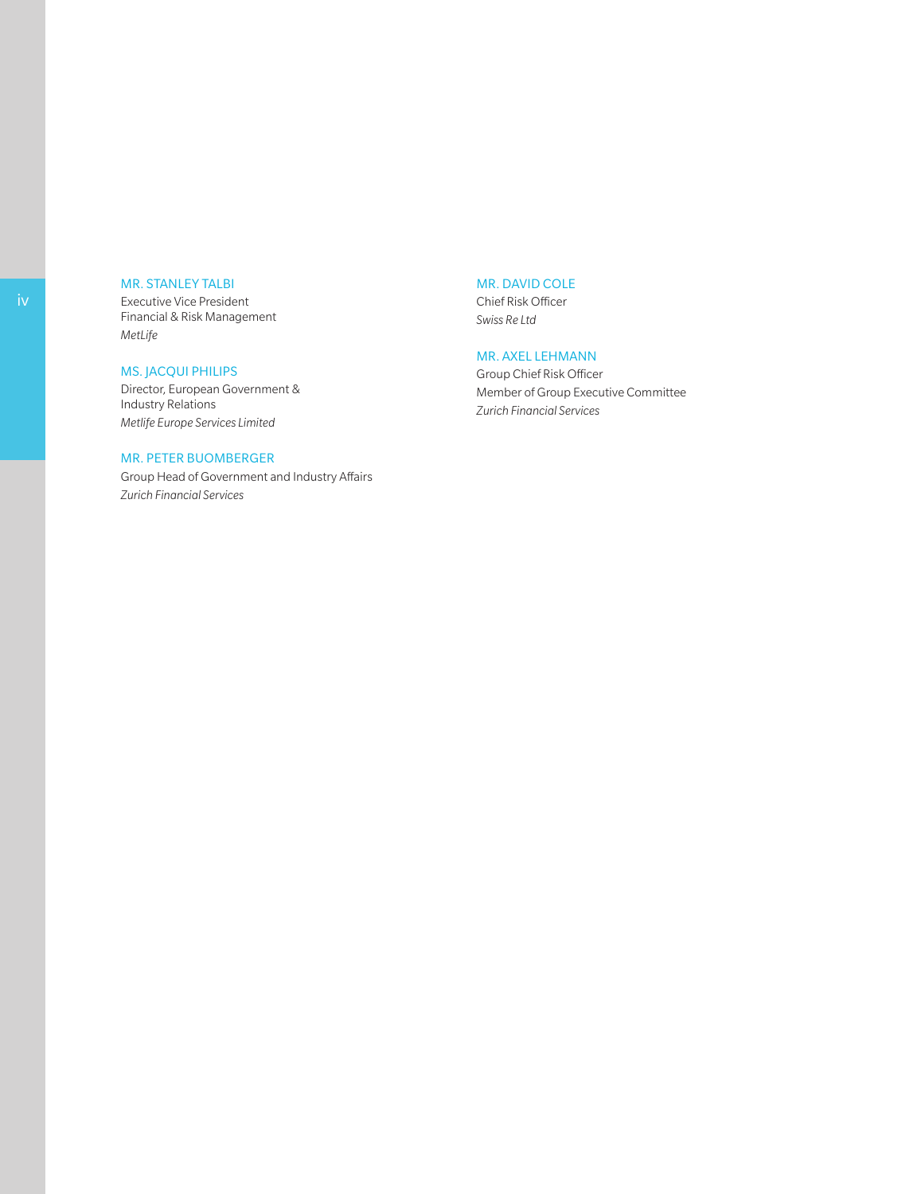MR. STANLEY TALBI
Executive Vice President
Financial & Risk Management
*MetLife*

MS. JACQUI PHILIPS
Director, European Government &
Industry Relations
*Metlife Europe Services Limited*

MR. PETER BUOMBERGER
Group Head of Government and Industry Affairs
*Zurich Financial Services*

MR. DAVID COLE
Chief Risk Officer
*Swiss Re Ltd*

MR. AXEL LEHMANN
Group Chief Risk Officer
Member of Group Executive Committee
*Zurich Financial Services*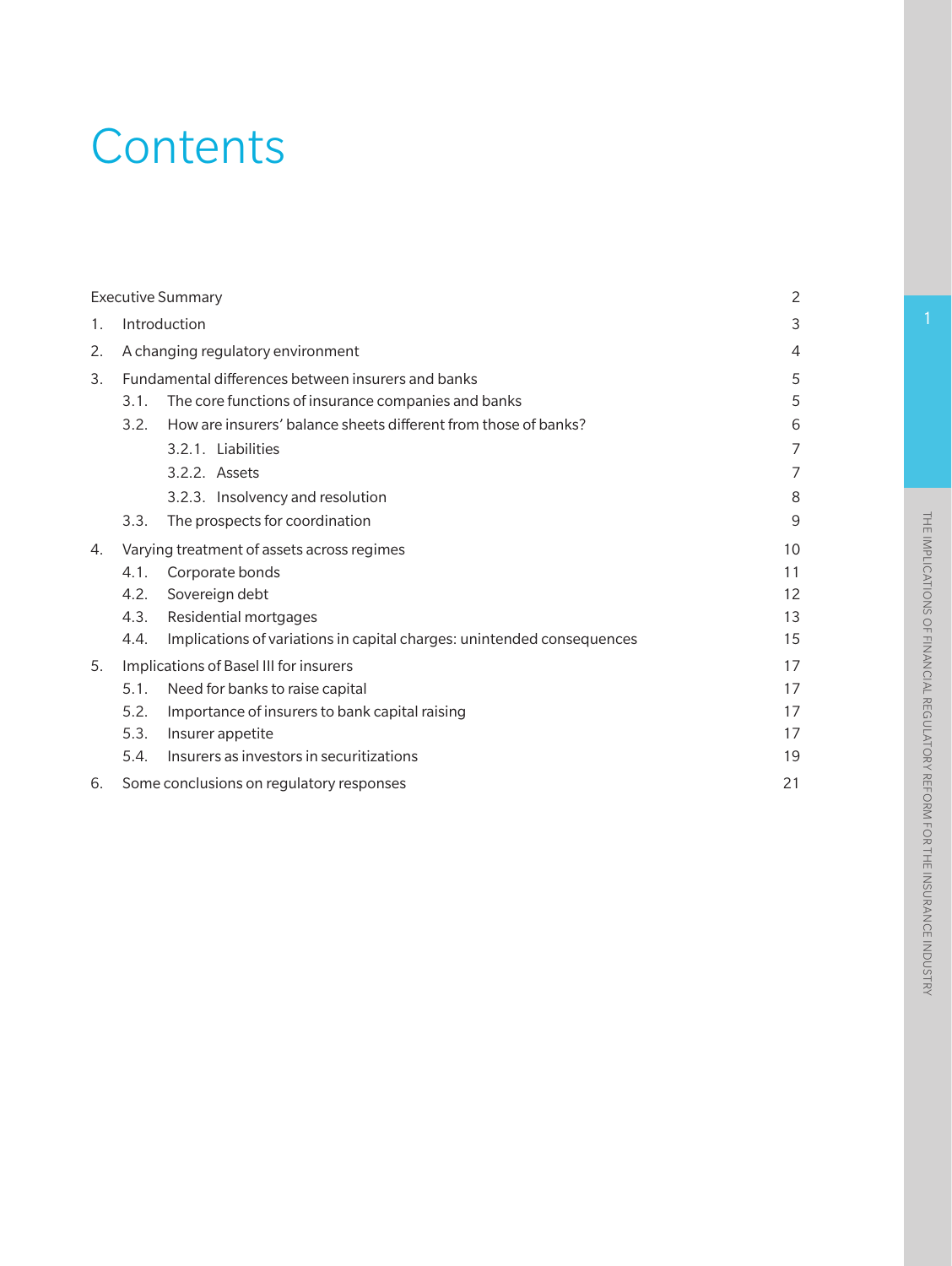# Contents

| | | |
|---|---|---|
| Executive Summary | | 2 |
| 1. | Introduction | 3 |
| 2. | A changing regulatory environment | 4 |
| 3. | Fundamental differences between insurers and banks | 5 |
| | 3.1. The core functions of insurance companies and banks | 5 |
| | 3.2. How are insurers' balance sheets different from those of banks? | 6 |
| | 3.2.1. Liabilities | 7 |
| | 3.2.2. Assets | 7 |
| | 3.2.3. Insolvency and resolution | 8 |
| | 3.3. The prospects for coordination | 9 |
| 4. | Varying treatment of assets across regimes | 10 |
| | 4.1. Corporate bonds | 11 |
| | 4.2. Sovereign debt | 12 |
| | 4.3. Residential mortgages | 13 |
| | 4.4. Implications of variations in capital charges: unintended consequences | 15 |
| 5. | Implications of Basel III for insurers | 17 |
| | 5.1. Need for banks to raise capital | 17 |
| | 5.2. Importance of insurers to bank capital raising | 17 |
| | 5.3. Insurer appetite | 17 |
| | 5.4. Insurers as investors in securitizations | 19 |
| 6. | Some conclusions on regulatory responses | 21 |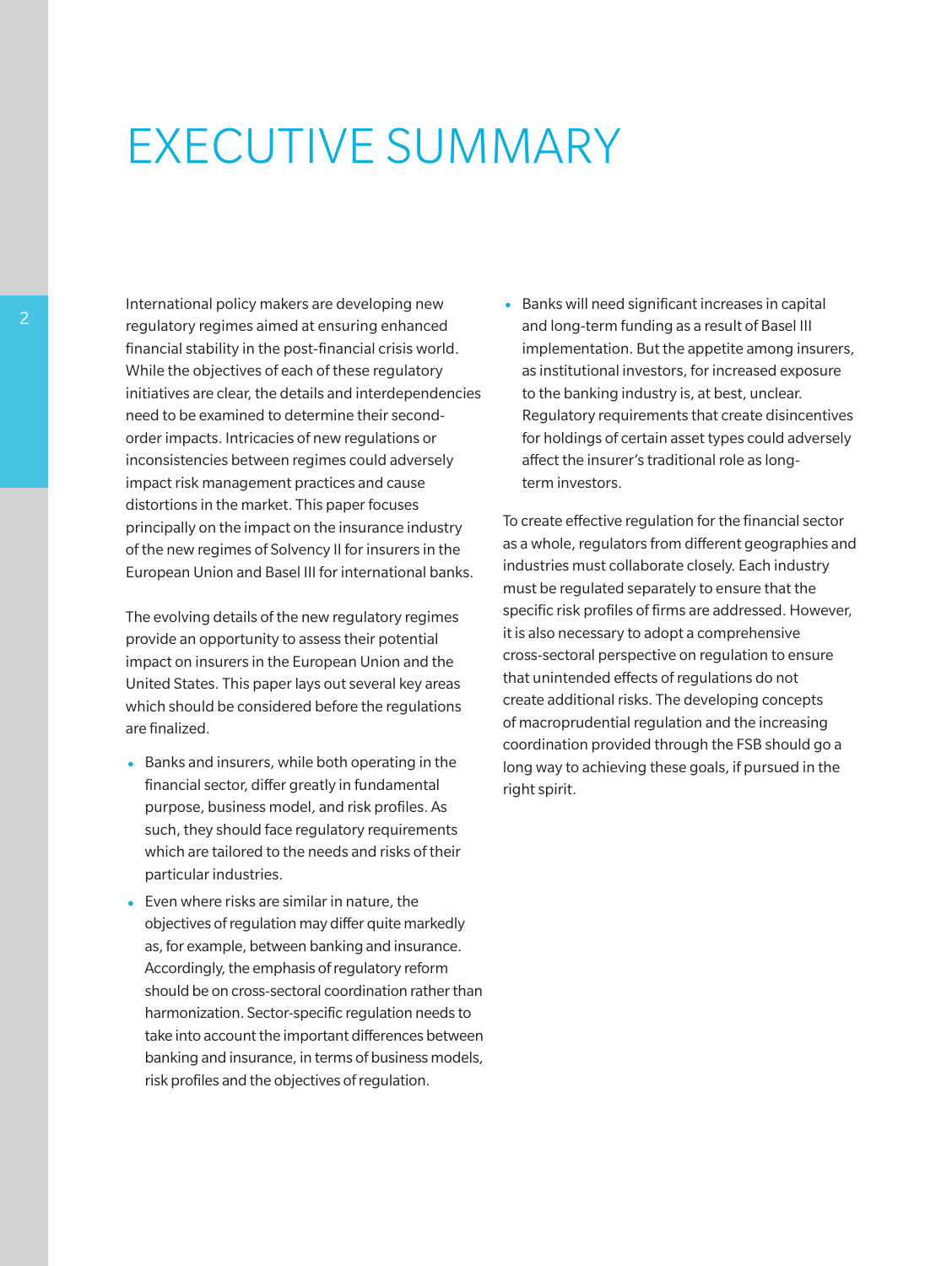# EXECUTIVE SUMMARY

International policy makers are developing new regulatory regimes aimed at ensuring enhanced financial stability in the post-financial crisis world. While the objectives of each of these regulatory initiatives are clear, the details and interdependencies need to be examined to determine their second-order impacts. Intricacies of new regulations or inconsistencies between regimes could adversely impact risk management practices and cause distortions in the market. This paper focuses principally on the impact on the insurance industry of the new regimes of Solvency II for insurers in the European Union and Basel III for international banks.

The evolving details of the new regulatory regimes provide an opportunity to assess their potential impact on insurers in the European Union and the United States. This paper lays out several key areas which should be considered before the regulations are finalized.

- Banks and insurers, while both operating in the financial sector, differ greatly in fundamental purpose, business model, and risk profiles. As such, they should face regulatory requirements which are tailored to the needs and risks of their particular industries.
- Even where risks are similar in nature, the objectives of regulation may differ quite markedly as, for example, between banking and insurance. Accordingly, the emphasis of regulatory reform should be on cross-sectoral coordination rather than harmonization. Sector-specific regulation needs to take into account the important differences between banking and insurance, in terms of business models, risk profiles and the objectives of regulation.
- Banks will need significant increases in capital and long-term funding as a result of Basel III implementation. But the appetite among insurers, as institutional investors, for increased exposure to the banking industry is, at best, unclear. Regulatory requirements that create disincentives for holdings of certain asset types could adversely affect the insurer's traditional role as long-term investors.

To create effective regulation for the financial sector as a whole, regulators from different geographies and industries must collaborate closely. Each industry must be regulated separately to ensure that the specific risk profiles of firms are addressed. However, it is also necessary to adopt a comprehensive cross-sectoral perspective on regulation to ensure that unintended effects of regulations do not create additional risks. The developing concepts of macroprudential regulation and the increasing coordination provided through the FSB should go a long way to achieving these goals, if pursued in the right spirit.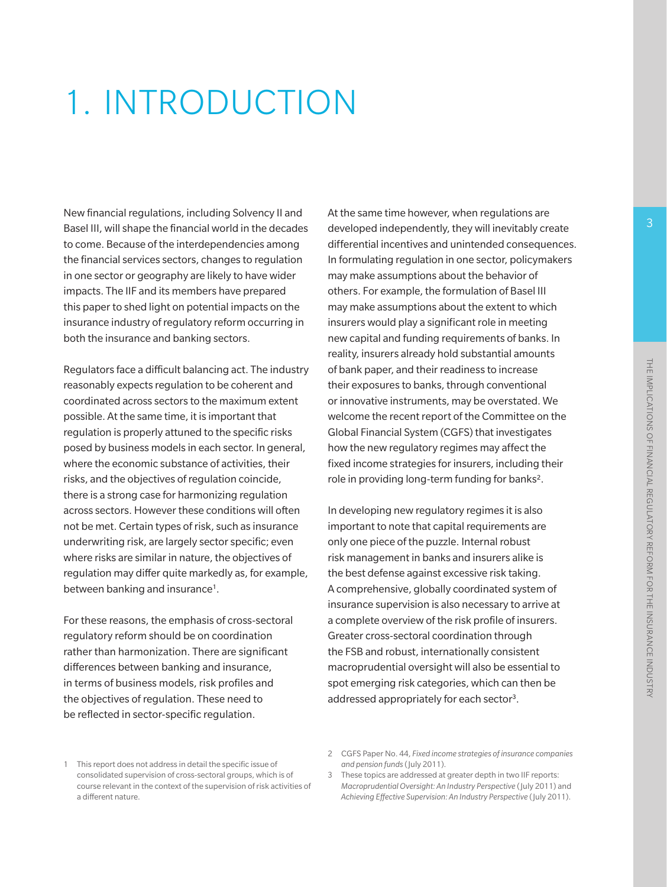# 1. INTRODUCTION

New financial regulations, including Solvency II and Basel III, will shape the financial world in the decades to come. Because of the interdependencies among the financial services sectors, changes to regulation in one sector or geography are likely to have wider impacts. The IIF and its members have prepared this paper to shed light on potential impacts on the insurance industry of regulatory reform occurring in both the insurance and banking sectors.

Regulators face a difficult balancing act. The industry reasonably expects regulation to be coherent and coordinated across sectors to the maximum extent possible. At the same time, it is important that regulation is properly attuned to the specific risks posed by business models in each sector. In general, where the economic substance of activities, their risks, and the objectives of regulation coincide, there is a strong case for harmonizing regulation across sectors. However these conditions will often not be met. Certain types of risk, such as insurance underwriting risk, are largely sector specific; even where risks are similar in nature, the objectives of regulation may differ quite markedly as, for example, between banking and insurance[1].

For these reasons, the emphasis of cross-sectoral regulatory reform should be on coordination rather than harmonization. There are significant differences between banking and insurance, in terms of business models, risk profiles and the objectives of regulation. These need to be reflected in sector-specific regulation.

At the same time however, when regulations are developed independently, they will inevitably create differential incentives and unintended consequences. In formulating regulation in one sector, policymakers may make assumptions about the behavior of others. For example, the formulation of Basel III may make assumptions about the extent to which insurers would play a significant role in meeting new capital and funding requirements of banks. In reality, insurers already hold substantial amounts of bank paper, and their readiness to increase their exposures to banks, through conventional or innovative instruments, may be overstated. We welcome the recent report of the Committee on the Global Financial System (CGFS) that investigates how the new regulatory regimes may affect the fixed income strategies for insurers, including their role in providing long-term funding for banks[2].

In developing new regulatory regimes it is also important to note that capital requirements are only one piece of the puzzle. Internal robust risk management in banks and insurers alike is the best defense against excessive risk taking. A comprehensive, globally coordinated system of insurance supervision is also necessary to arrive at a complete overview of the risk profile of insurers. Greater cross-sectoral coordination through the FSB and robust, internationally consistent macroprudential oversight will also be essential to spot emerging risk categories, which can then be addressed appropriately for each sector[3].

1 This report does not address in detail the specific issue of consolidated supervision of cross-sectoral groups, which is of course relevant in the context of the supervision of risk activities of a different nature.

2 CGFS Paper No. 44, *Fixed income strategies of insurance companies and pension funds* (July 2011).

3 These topics are addressed at greater depth in two IIF reports: *Macroprudential Oversight: An Industry Perspective* (July 2011) and *Achieving Effective Supervision: An Industry Perspective* (July 2011).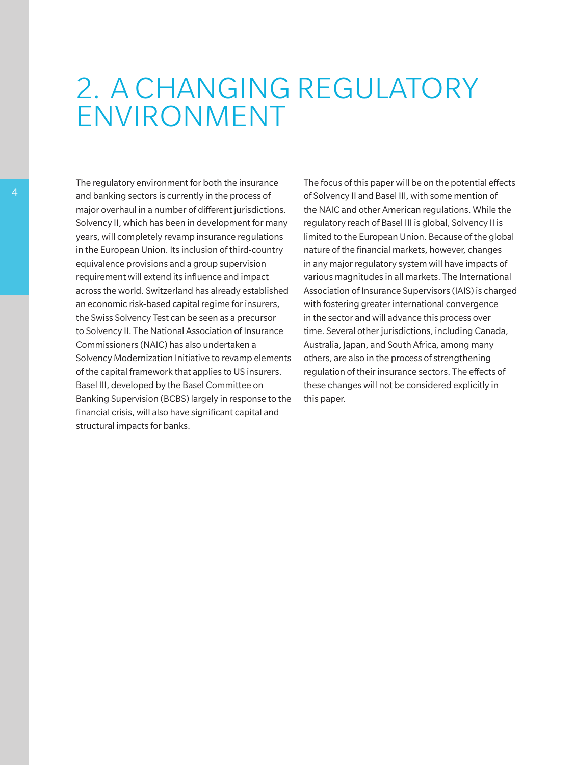# 2. A CHANGING REGULATORY ENVIRONMENT

The regulatory environment for both the insurance and banking sectors is currently in the process of major overhaul in a number of different jurisdictions. Solvency II, which has been in development for many years, will completely revamp insurance regulations in the European Union. Its inclusion of third-country equivalence provisions and a group supervision requirement will extend its influence and impact across the world. Switzerland has already established an economic risk-based capital regime for insurers, the Swiss Solvency Test can be seen as a precursor to Solvency II. The National Association of Insurance Commissioners (NAIC) has also undertaken a Solvency Modernization Initiative to revamp elements of the capital framework that applies to US insurers. Basel III, developed by the Basel Committee on Banking Supervision (BCBS) largely in response to the financial crisis, will also have significant capital and structural impacts for banks.

The focus of this paper will be on the potential effects of Solvency II and Basel III, with some mention of the NAIC and other American regulations. While the regulatory reach of Basel III is global, Solvency II is limited to the European Union. Because of the global nature of the financial markets, however, changes in any major regulatory system will have impacts of various magnitudes in all markets. The International Association of Insurance Supervisors (IAIS) is charged with fostering greater international convergence in the sector and will advance this process over time. Several other jurisdictions, including Canada, Australia, Japan, and South Africa, among many others, are also in the process of strengthening regulation of their insurance sectors. The effects of these changes will not be considered explicitly in this paper.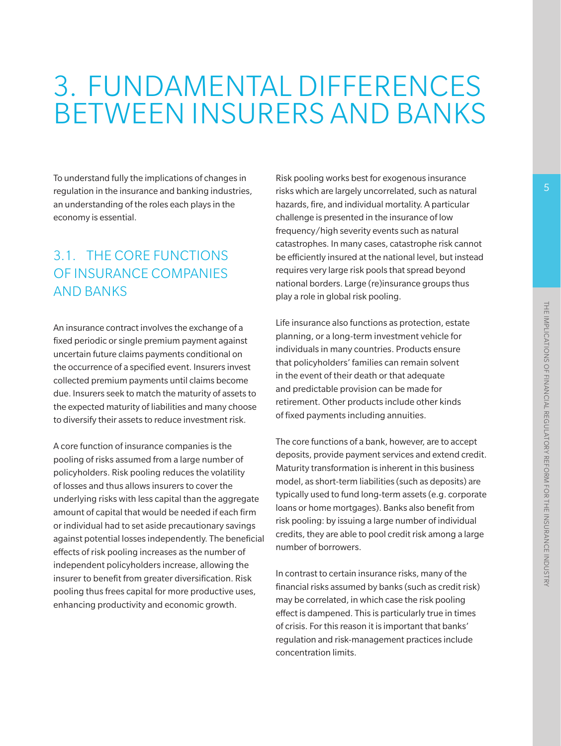# 3. FUNDAMENTAL DIFFERENCES BETWEEN INSURERS AND BANKS

To understand fully the implications of changes in regulation in the insurance and banking industries, an understanding of the roles each plays in the economy is essential.

## 3.1. THE CORE FUNCTIONS OF INSURANCE COMPANIES AND BANKS

An insurance contract involves the exchange of a fixed periodic or single premium payment against uncertain future claims payments conditional on the occurrence of a specified event. Insurers invest collected premium payments until claims become due. Insurers seek to match the maturity of assets to the expected maturity of liabilities and many choose to diversify their assets to reduce investment risk.

A core function of insurance companies is the pooling of risks assumed from a large number of policyholders. Risk pooling reduces the volatility of losses and thus allows insurers to cover the underlying risks with less capital than the aggregate amount of capital that would be needed if each firm or individual had to set aside precautionary savings against potential losses independently. The beneficial effects of risk pooling increases as the number of independent policyholders increase, allowing the insurer to benefit from greater diversification. Risk pooling thus frees capital for more productive uses, enhancing productivity and economic growth.

Risk pooling works best for exogenous insurance risks which are largely uncorrelated, such as natural hazards, fire, and individual mortality. A particular challenge is presented in the insurance of low frequency/high severity events such as natural catastrophes. In many cases, catastrophe risk cannot be efficiently insured at the national level, but instead requires very large risk pools that spread beyond national borders. Large (re)insurance groups thus play a role in global risk pooling.

Life insurance also functions as protection, estate planning, or a long-term investment vehicle for individuals in many countries. Products ensure that policyholders' families can remain solvent in the event of their death or that adequate and predictable provision can be made for retirement. Other products include other kinds of fixed payments including annuities.

The core functions of a bank, however, are to accept deposits, provide payment services and extend credit. Maturity transformation is inherent in this business model, as short-term liabilities (such as deposits) are typically used to fund long-term assets (e.g. corporate loans or home mortgages). Banks also benefit from risk pooling: by issuing a large number of individual credits, they are able to pool credit risk among a large number of borrowers.

In contrast to certain insurance risks, many of the financial risks assumed by banks (such as credit risk) may be correlated, in which case the risk pooling effect is dampened. This is particularly true in times of crisis. For this reason it is important that banks' regulation and risk-management practices include concentration limits.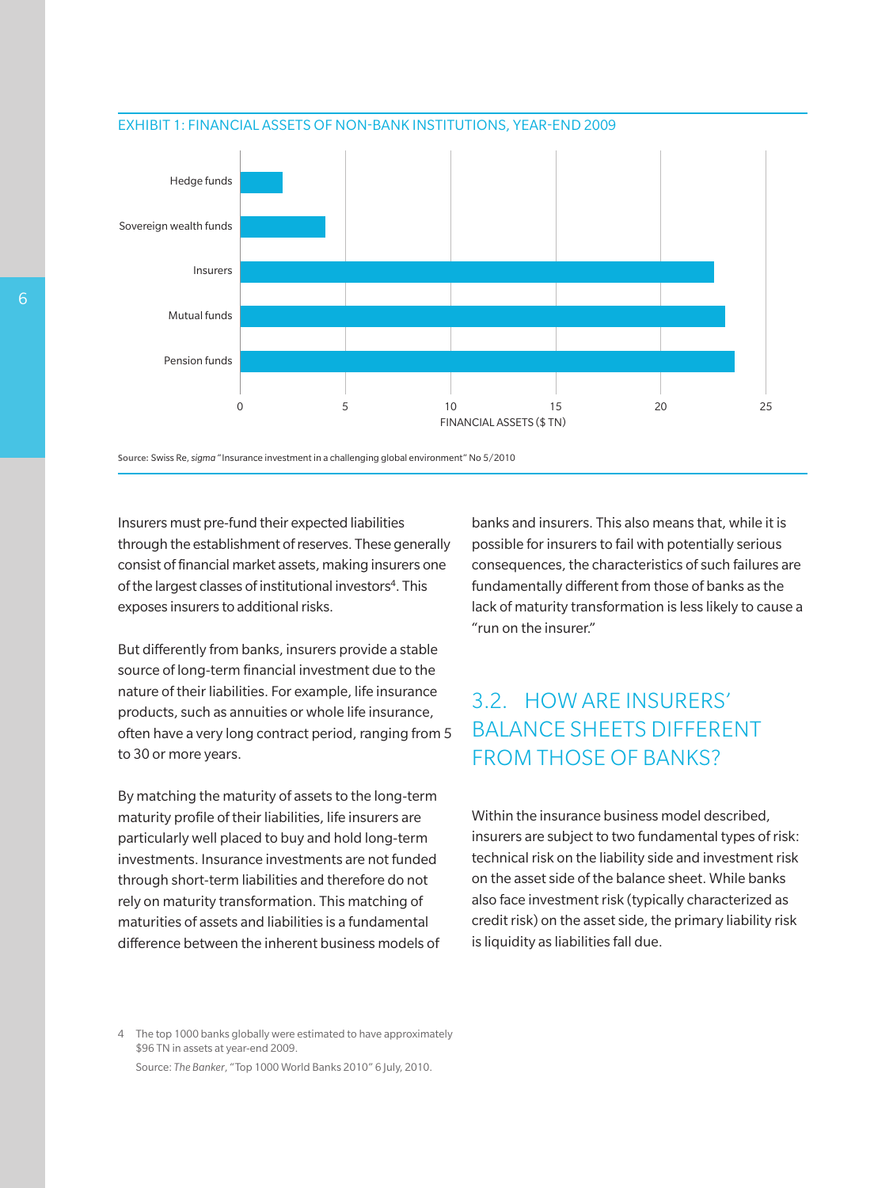EXHIBIT 1: FINANCIAL ASSETS OF NON-BANK INSTITUTIONS, YEAR-END 2009

Source: Swiss Re, *sigma* "Insurance investment in a challenging global environment" No 5/2010

Insurers must pre-fund their expected liabilities through the establishment of reserves. These generally consist of financial market assets, making insurers one of the largest classes of institutional investors[4]. This exposes insurers to additional risks.

But differently from banks, insurers provide a stable source of long-term financial investment due to the nature of their liabilities. For example, life insurance products, such as annuities or whole life insurance, often have a very long contract period, ranging from 5 to 30 or more years.

By matching the maturity of assets to the long-term maturity profile of their liabilities, life insurers are particularly well placed to buy and hold long-term investments. Insurance investments are not funded through short-term liabilities and therefore do not rely on maturity transformation. This matching of maturities of assets and liabilities is a fundamental difference between the inherent business models of banks and insurers. This also means that, while it is possible for insurers to fail with potentially serious consequences, the characteristics of such failures are fundamentally different from those of banks as the lack of maturity transformation is less likely to cause a "run on the insurer."

## 3.2. HOW ARE INSURERS' BALANCE SHEETS DIFFERENT FROM THOSE OF BANKS?

Within the insurance business model described, insurers are subject to two fundamental types of risk: technical risk on the liability side and investment risk on the asset side of the balance sheet. While banks also face investment risk (typically characterized as credit risk) on the asset side, the primary liability risk is liquidity as liabilities fall due.

4 The top 1000 banks globally were estimated to have approximately $96 TN in assets at year-end 2009.
Source: *The Banker*, "Top 1000 World Banks 2010" 6 July, 2010.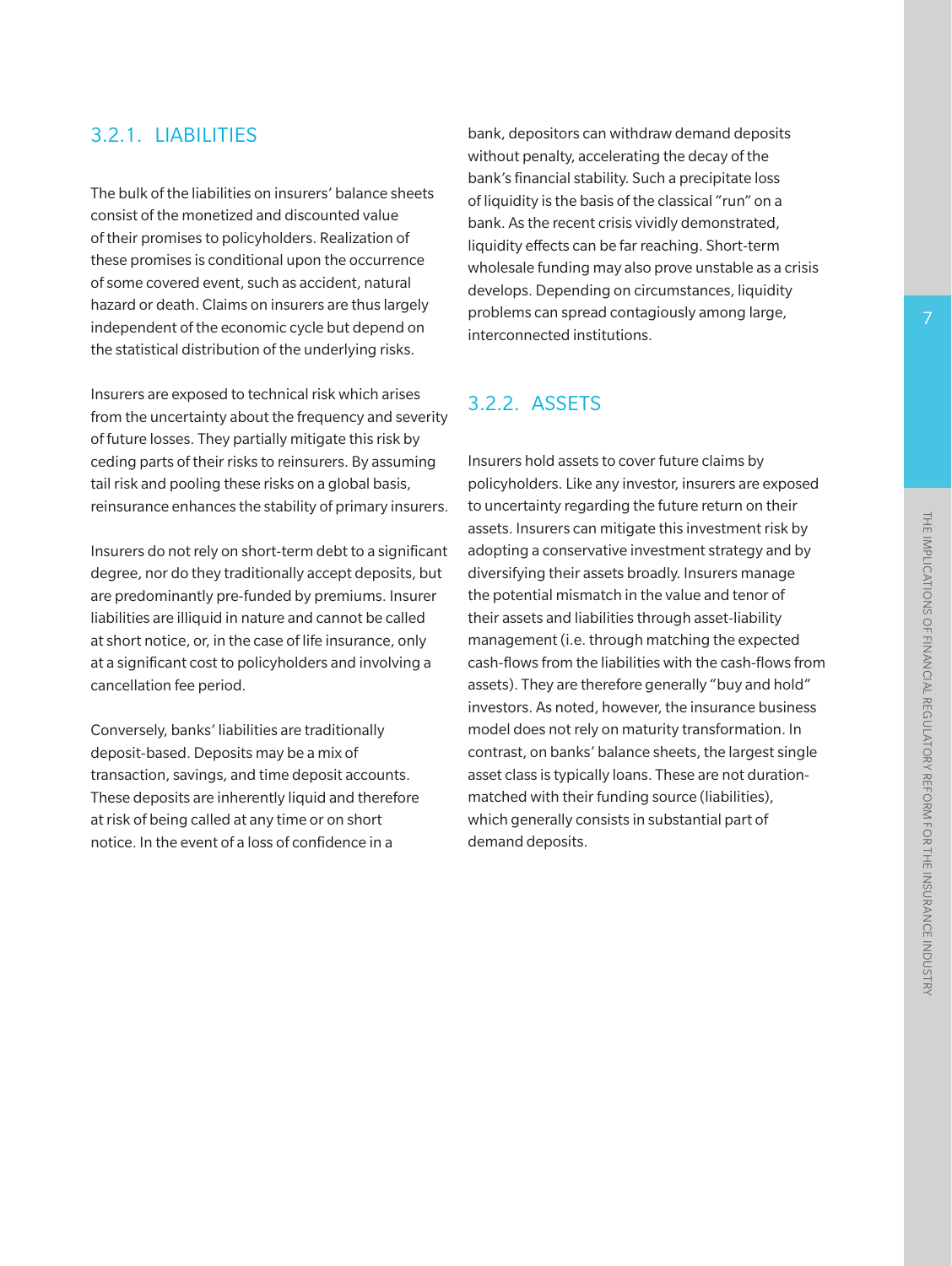### 3.2.1. LIABILITIES

The bulk of the liabilities on insurers' balance sheets consist of the monetized and discounted value of their promises to policyholders. Realization of these promises is conditional upon the occurrence of some covered event, such as accident, natural hazard or death. Claims on insurers are thus largely independent of the economic cycle but depend on the statistical distribution of the underlying risks.

Insurers are exposed to technical risk which arises from the uncertainty about the frequency and severity of future losses. They partially mitigate this risk by ceding parts of their risks to reinsurers. By assuming tail risk and pooling these risks on a global basis, reinsurance enhances the stability of primary insurers.

Insurers do not rely on short-term debt to a significant degree, nor do they traditionally accept deposits, but are predominantly pre-funded by premiums. Insurer liabilities are illiquid in nature and cannot be called at short notice, or, in the case of life insurance, only at a significant cost to policyholders and involving a cancellation fee period.

Conversely, banks' liabilities are traditionally deposit-based. Deposits may be a mix of transaction, savings, and time deposit accounts. These deposits are inherently liquid and therefore at risk of being called at any time or on short notice. In the event of a loss of confidence in a bank, depositors can withdraw demand deposits without penalty, accelerating the decay of the bank's financial stability. Such a precipitate loss of liquidity is the basis of the classical "run" on a bank. As the recent crisis vividly demonstrated, liquidity effects can be far reaching. Short-term wholesale funding may also prove unstable as a crisis develops. Depending on circumstances, liquidity problems can spread contagiously among large, interconnected institutions.

### 3.2.2. ASSETS

Insurers hold assets to cover future claims by policyholders. Like any investor, insurers are exposed to uncertainty regarding the future return on their assets. Insurers can mitigate this investment risk by adopting a conservative investment strategy and by diversifying their assets broadly. Insurers manage the potential mismatch in the value and tenor of their assets and liabilities through asset-liability management (i.e. through matching the expected cash-flows from the liabilities with the cash-flows from assets). They are therefore generally "buy and hold" investors. As noted, however, the insurance business model does not rely on maturity transformation. In contrast, on banks' balance sheets, the largest single asset class is typically loans. These are not duration-matched with their funding source (liabilities), which generally consists in substantial part of demand deposits.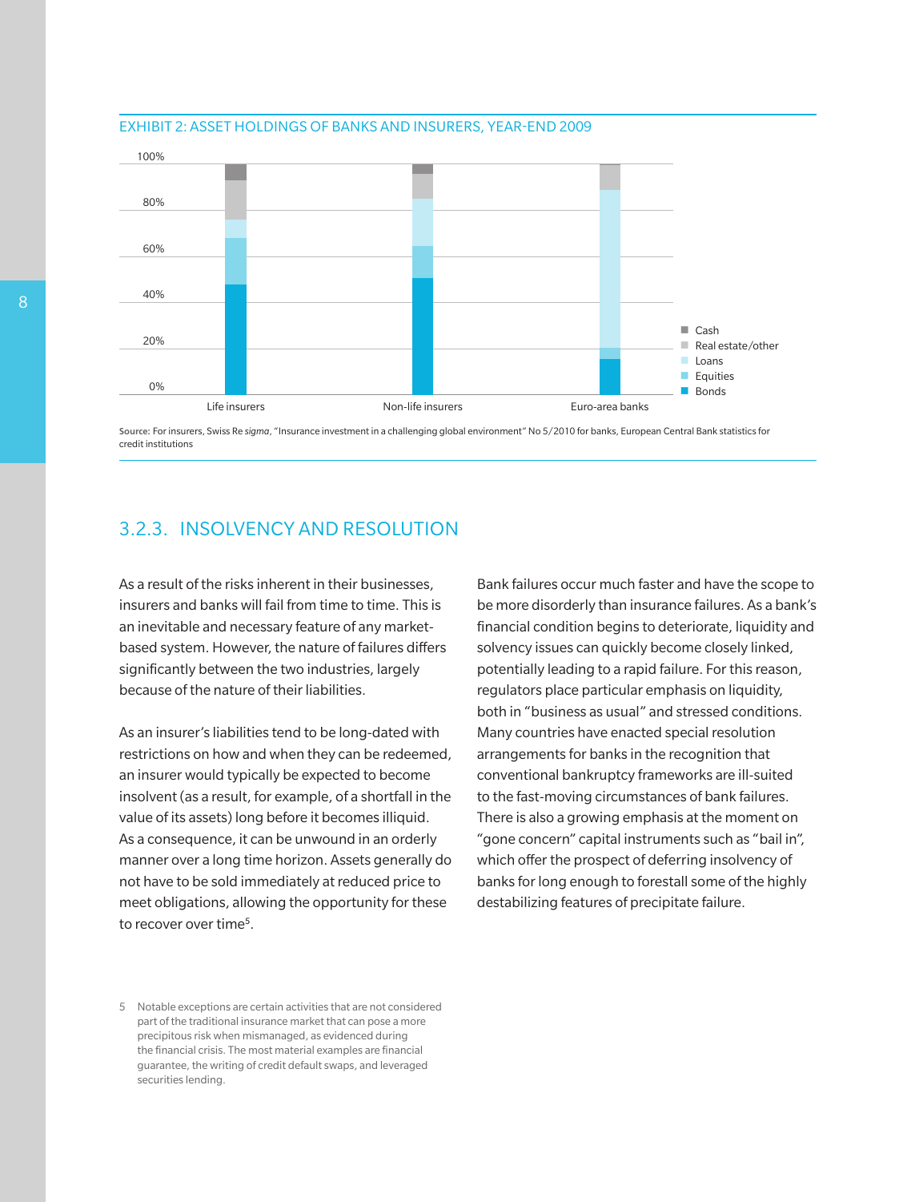EXHIBIT 2: ASSET HOLDINGS OF BANKS AND INSURERS, YEAR-END 2009

Source: For insurers, Swiss Re *sigma*, "Insurance investment in a challenging global environment" No 5/2010 for banks, European Central Bank statistics for credit institutions

### 3.2.3. INSOLVENCY AND RESOLUTION

As a result of the risks inherent in their businesses, insurers and banks will fail from time to time. This is an inevitable and necessary feature of any market-based system. However, the nature of failures differs significantly between the two industries, largely because of the nature of their liabilities.

As an insurer's liabilities tend to be long-dated with restrictions on how and when they can be redeemed, an insurer would typically be expected to become insolvent (as a result, for example, of a shortfall in the value of its assets) long before it becomes illiquid. As a consequence, it can be unwound in an orderly manner over a long time horizon. Assets generally do not have to be sold immediately at reduced price to meet obligations, allowing the opportunity for these to recover over time[5].

Bank failures occur much faster and have the scope to be more disorderly than insurance failures. As a bank's financial condition begins to deteriorate, liquidity and solvency issues can quickly become closely linked, potentially leading to a rapid failure. For this reason, regulators place particular emphasis on liquidity, both in "business as usual" and stressed conditions. Many countries have enacted special resolution arrangements for banks in the recognition that conventional bankruptcy frameworks are ill-suited to the fast-moving circumstances of bank failures. There is also a growing emphasis at the moment on "gone concern" capital instruments such as "bail in", which offer the prospect of deferring insolvency of banks for long enough to forestall some of the highly destabilizing features of precipitate failure.

5 Notable exceptions are certain activities that are not considered part of the traditional insurance market that can pose a more precipitous risk when mismanaged, as evidenced during the financial crisis. The most material examples are financial guarantee, the writing of credit default swaps, and leveraged securities lending.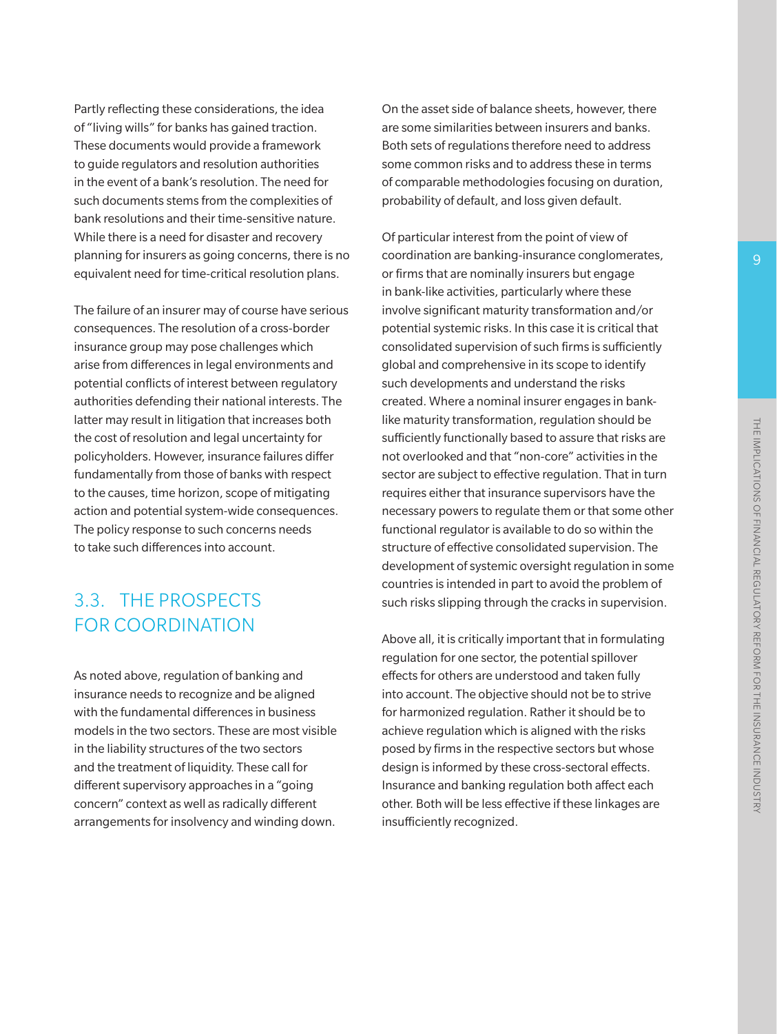Partly reflecting these considerations, the idea of "living wills" for banks has gained traction. These documents would provide a framework to guide regulators and resolution authorities in the event of a bank's resolution. The need for such documents stems from the complexities of bank resolutions and their time-sensitive nature. While there is a need for disaster and recovery planning for insurers as going concerns, there is no equivalent need for time-critical resolution plans.

The failure of an insurer may of course have serious consequences. The resolution of a cross-border insurance group may pose challenges which arise from differences in legal environments and potential conflicts of interest between regulatory authorities defending their national interests. The latter may result in litigation that increases both the cost of resolution and legal uncertainty for policyholders. However, insurance failures differ fundamentally from those of banks with respect to the causes, time horizon, scope of mitigating action and potential system-wide consequences. The policy response to such concerns needs to take such differences into account.

## 3.3. THE PROSPECTS FOR COORDINATION

As noted above, regulation of banking and insurance needs to recognize and be aligned with the fundamental differences in business models in the two sectors. These are most visible in the liability structures of the two sectors and the treatment of liquidity. These call for different supervisory approaches in a "going concern" context as well as radically different arrangements for insolvency and winding down.

On the asset side of balance sheets, however, there are some similarities between insurers and banks. Both sets of regulations therefore need to address some common risks and to address these in terms of comparable methodologies focusing on duration, probability of default, and loss given default.

Of particular interest from the point of view of coordination are banking-insurance conglomerates, or firms that are nominally insurers but engage in bank-like activities, particularly where these involve significant maturity transformation and/or potential systemic risks. In this case it is critical that consolidated supervision of such firms is sufficiently global and comprehensive in its scope to identify such developments and understand the risks created. Where a nominal insurer engages in bank-like maturity transformation, regulation should be sufficiently functionally based to assure that risks are not overlooked and that "non-core" activities in the sector are subject to effective regulation. That in turn requires either that insurance supervisors have the necessary powers to regulate them or that some other functional regulator is available to do so within the structure of effective consolidated supervision. The development of systemic oversight regulation in some countries is intended in part to avoid the problem of such risks slipping through the cracks in supervision.

Above all, it is critically important that in formulating regulation for one sector, the potential spillover effects for others are understood and taken fully into account. The objective should not be to strive for harmonized regulation. Rather it should be to achieve regulation which is aligned with the risks posed by firms in the respective sectors but whose design is informed by these cross-sectoral effects. Insurance and banking regulation both affect each other. Both will be less effective if these linkages are insufficiently recognized.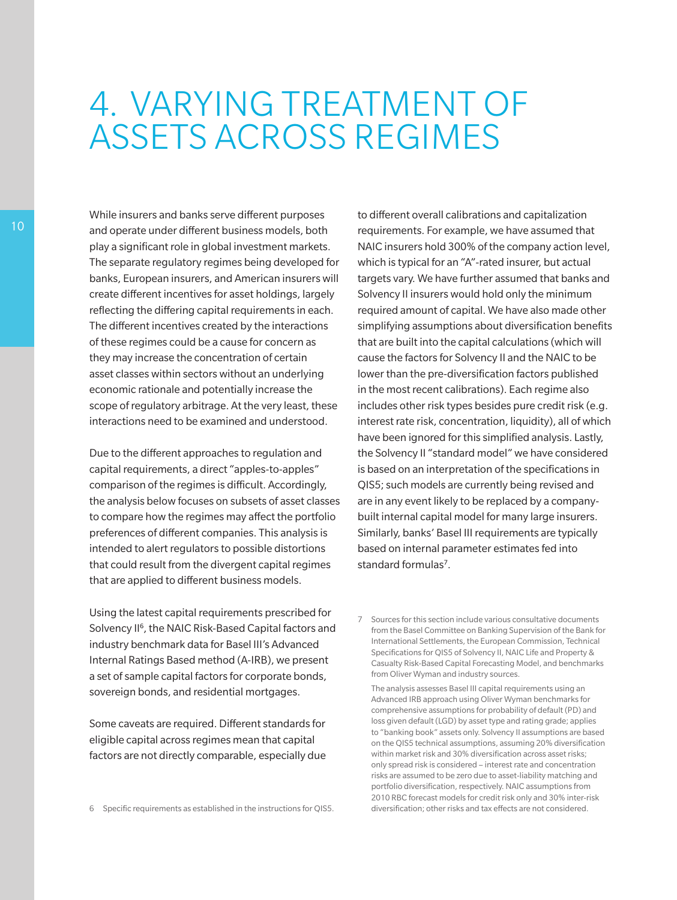# 4. VARYING TREATMENT OF ASSETS ACROSS REGIMES

While insurers and banks serve different purposes and operate under different business models, both play a significant role in global investment markets. The separate regulatory regimes being developed for banks, European insurers, and American insurers will create different incentives for asset holdings, largely reflecting the differing capital requirements in each. The different incentives created by the interactions of these regimes could be a cause for concern as they may increase the concentration of certain asset classes within sectors without an underlying economic rationale and potentially increase the scope of regulatory arbitrage. At the very least, these interactions need to be examined and understood.

Due to the different approaches to regulation and capital requirements, a direct "apples-to-apples" comparison of the regimes is difficult. Accordingly, the analysis below focuses on subsets of asset classes to compare how the regimes may affect the portfolio preferences of different companies. This analysis is intended to alert regulators to possible distortions that could result from the divergent capital regimes that are applied to different business models.

Using the latest capital requirements prescribed for Solvency II[6], the NAIC Risk-Based Capital factors and industry benchmark data for Basel III's Advanced Internal Ratings Based method (A-IRB), we present a set of sample capital factors for corporate bonds, sovereign bonds, and residential mortgages.

Some caveats are required. Different standards for eligible capital across regimes mean that capital factors are not directly comparable, especially due to different overall calibrations and capitalization requirements. For example, we have assumed that NAIC insurers hold 300% of the company action level, which is typical for an "A"-rated insurer, but actual targets vary. We have further assumed that banks and Solvency II insurers would hold only the minimum required amount of capital. We have also made other simplifying assumptions about diversification benefits that are built into the capital calculations (which will cause the factors for Solvency II and the NAIC to be lower than the pre-diversification factors published in the most recent calibrations). Each regime also includes other risk types besides pure credit risk (e.g. interest rate risk, concentration, liquidity), all of which have been ignored for this simplified analysis. Lastly, the Solvency II "standard model" we have considered is based on an interpretation of the specifications in QIS5; such models are currently being revised and are in any event likely to be replaced by a company-built internal capital model for many large insurers. Similarly, banks' Basel III requirements are typically based on internal parameter estimates fed into standard formulas[7].

6 Specific requirements as established in the instructions for QIS5.

7 Sources for this section include various consultative documents from the Basel Committee on Banking Supervision of the Bank for International Settlements, the European Commission, Technical Specifications for QIS5 of Solvency II, NAIC Life and Property & Casualty Risk-Based Capital Forecasting Model, and benchmarks from Oliver Wyman and industry sources.

The analysis assesses Basel III capital requirements using an Advanced IRB approach using Oliver Wyman benchmarks for comprehensive assumptions for probability of default (PD) and loss given default (LGD) by asset type and rating grade; applies to "banking book" assets only. Solvency II assumptions are based on the QIS5 technical assumptions, assuming 20% diversification within market risk and 30% diversification across asset risks; only spread risk is considered – interest rate and concentration risks are assumed to be zero due to asset-liability matching and portfolio diversification, respectively. NAIC assumptions from 2010 RBC forecast models for credit risk only and 30% inter-risk diversification; other risks and tax effects are not considered.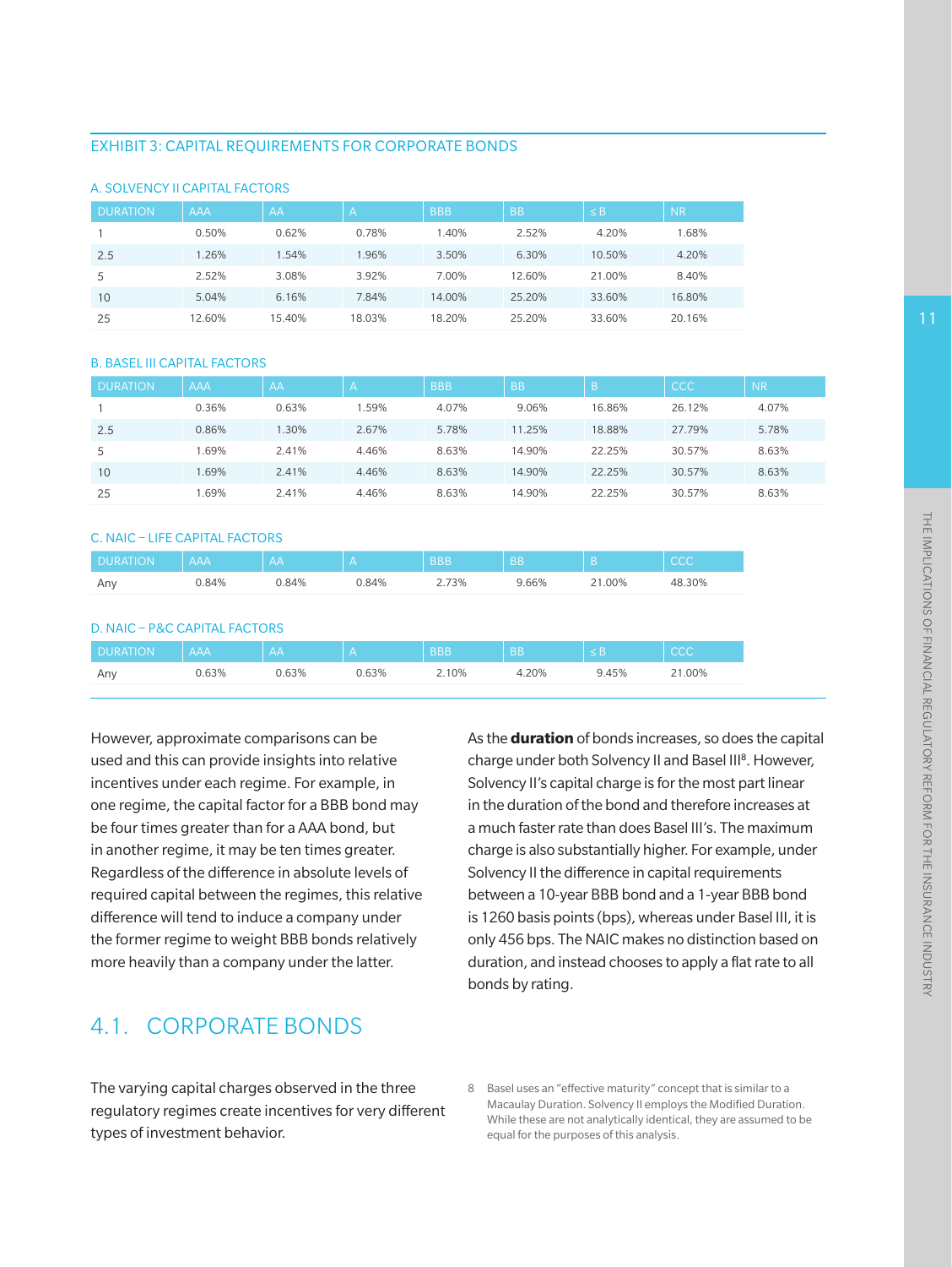EXHIBIT 3: CAPITAL REQUIREMENTS FOR CORPORATE BONDS

A. SOLVENCY II CAPITAL FACTORS

| DURATION | AAA | AA | A | BBB | BB | ≤ B | NR |
|---|---|---|---|---|---|---|---|
| 1 | 0.50% | 0.62% | 0.78% | 1.40% | 2.52% | 4.20% | 1.68% |
| 2.5 | 1.26% | 1.54% | 1.96% | 3.50% | 6.30% | 10.50% | 4.20% |
| 5 | 2.52% | 3.08% | 3.92% | 7.00% | 12.60% | 21.00% | 8.40% |
| 10 | 5.04% | 6.16% | 7.84% | 14.00% | 25.20% | 33.60% | 16.80% |
| 25 | 12.60% | 15.40% | 18.03% | 18.20% | 25.20% | 33.60% | 20.16% |

B. BASEL III CAPITAL FACTORS

| DURATION | AAA | AA | A | BBB | BB | B | CCC | NR |
|---|---|---|---|---|---|---|---|---|
| 1 | 0.36% | 0.63% | 1.59% | 4.07% | 9.06% | 16.86% | 26.12% | 4.07% |
| 2.5 | 0.86% | 1.30% | 2.67% | 5.78% | 11.25% | 18.88% | 27.79% | 5.78% |
| 5 | 1.69% | 2.41% | 4.46% | 8.63% | 14.90% | 22.25% | 30.57% | 8.63% |
| 10 | 1.69% | 2.41% | 4.46% | 8.63% | 14.90% | 22.25% | 30.57% | 8.63% |
| 25 | 1.69% | 2.41% | 4.46% | 8.63% | 14.90% | 22.25% | 30.57% | 8.63% |

C. NAIC – LIFE CAPITAL FACTORS

| DURATION | AAA | AA | A | BBB | BB | B | CCC |
|---|---|---|---|---|---|---|---|
| Any | 0.84% | 0.84% | 0.84% | 2.73% | 9.66% | 21.00% | 48.30% |

D. NAIC – P&C CAPITAL FACTORS

| DURATION | AAA | AA | A | BBB | BB | ≤ B | CCC |
|---|---|---|---|---|---|---|---|
| Any | 0.63% | 0.63% | 0.63% | 2.10% | 4.20% | 9.45% | 21.00% |

However, approximate comparisons can be used and this can provide insights into relative incentives under each regime. For example, in one regime, the capital factor for a BBB bond may be four times greater than for a AAA bond, but in another regime, it may be ten times greater. Regardless of the difference in absolute levels of required capital between the regimes, this relative difference will tend to induce a company under the former regime to weight BBB bonds relatively more heavily than a company under the latter.

## 4.1. CORPORATE BONDS

The varying capital charges observed in the three regulatory regimes create incentives for very different types of investment behavior.

As the **duration** of bonds increases, so does the capital charge under both Solvency II and Basel III[8]. However, Solvency II's capital charge is for the most part linear in the duration of the bond and therefore increases at a much faster rate than does Basel III's. The maximum charge is also substantially higher. For example, under Solvency II the difference in capital requirements between a 10-year BBB bond and a 1-year BBB bond is 1260 basis points (bps), whereas under Basel III, it is only 456 bps. The NAIC makes no distinction based on duration, and instead chooses to apply a flat rate to all bonds by rating.

8 Basel uses an "effective maturity" concept that is similar to a Macaulay Duration. Solvency II employs the Modified Duration. While these are not analytically identical, they are assumed to be equal for the purposes of this analysis.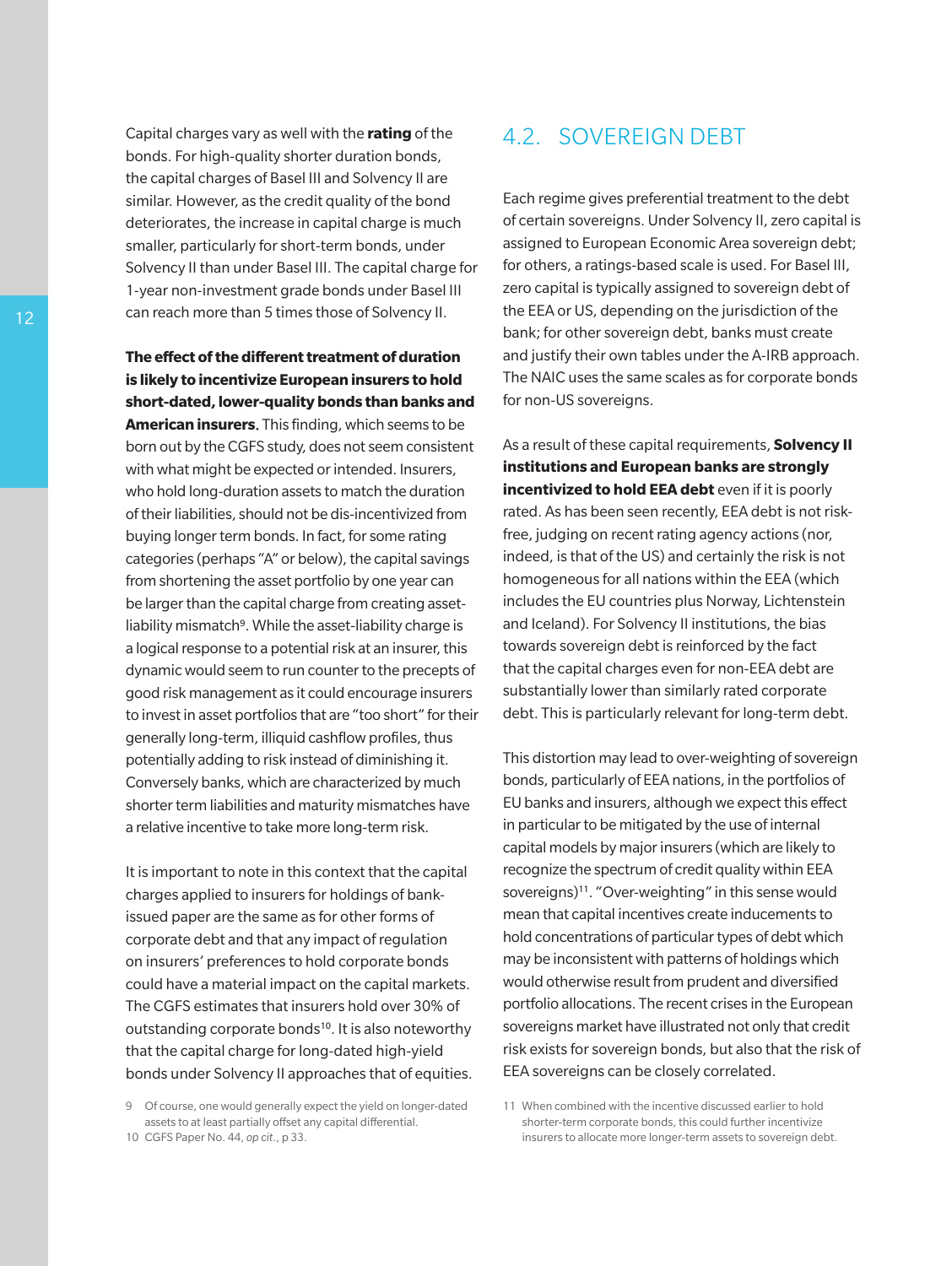Capital charges vary as well with the **rating** of the bonds. For high-quality shorter duration bonds, the capital charges of Basel III and Solvency II are similar. However, as the credit quality of the bond deteriorates, the increase in capital charge is much smaller, particularly for short-term bonds, under Solvency II than under Basel III. The capital charge for 1-year non-investment grade bonds under Basel III can reach more than 5 times those of Solvency II.

**The effect of the different treatment of duration is likely to incentivize European insurers to hold short-dated, lower-quality bonds than banks and American insurers.** This finding, which seems to be born out by the CGFS study, does not seem consistent with what might be expected or intended. Insurers, who hold long-duration assets to match the duration of their liabilities, should not be dis-incentivized from buying longer term bonds. In fact, for some rating categories (perhaps "A" or below), the capital savings from shortening the asset portfolio by one year can be larger than the capital charge from creating asset-liability mismatch[9]. While the asset-liability charge is a logical response to a potential risk at an insurer, this dynamic would seem to run counter to the precepts of good risk management as it could encourage insurers to invest in asset portfolios that are "too short" for their generally long-term, illiquid cashflow profiles, thus potentially adding to risk instead of diminishing it. Conversely banks, which are characterized by much shorter term liabilities and maturity mismatches have a relative incentive to take more long-term risk.

It is important to note in this context that the capital charges applied to insurers for holdings of bank-issued paper are the same as for other forms of corporate debt and that any impact of regulation on insurers' preferences to hold corporate bonds could have a material impact on the capital markets. The CGFS estimates that insurers hold over 30% of outstanding corporate bonds[10]. It is also noteworthy that the capital charge for long-dated high-yield bonds under Solvency II approaches that of equities.

9 Of course, one would generally expect the yield on longer-dated assets to at least partially offset any capital differential.

10 CGFS Paper No. 44, *op cit.*, p 33.

## 4.2. SOVEREIGN DEBT

Each regime gives preferential treatment to the debt of certain sovereigns. Under Solvency II, zero capital is assigned to European Economic Area sovereign debt; for others, a ratings-based scale is used. For Basel III, zero capital is typically assigned to sovereign debt of the EEA or US, depending on the jurisdiction of the bank; for other sovereign debt, banks must create and justify their own tables under the A-IRB approach. The NAIC uses the same scales as for corporate bonds for non-US sovereigns.

As a result of these capital requirements, **Solvency II institutions and European banks are strongly incentivized to hold EEA debt** even if it is poorly rated. As has been seen recently, EEA debt is not risk-free, judging on recent rating agency actions (nor, indeed, is that of the US) and certainly the risk is not homogeneous for all nations within the EEA (which includes the EU countries plus Norway, Lichtenstein and Iceland). For Solvency II institutions, the bias towards sovereign debt is reinforced by the fact that the capital charges even for non-EEA debt are substantially lower than similarly rated corporate debt. This is particularly relevant for long-term debt.

This distortion may lead to over-weighting of sovereign bonds, particularly of EEA nations, in the portfolios of EU banks and insurers, although we expect this effect in particular to be mitigated by the use of internal capital models by major insurers (which are likely to recognize the spectrum of credit quality within EEA sovereigns)[11]. "Over-weighting" in this sense would mean that capital incentives create inducements to hold concentrations of particular types of debt which may be inconsistent with patterns of holdings which would otherwise result from prudent and diversified portfolio allocations. The recent crises in the European sovereigns market have illustrated not only that credit risk exists for sovereign bonds, but also that the risk of EEA sovereigns can be closely correlated.

11 When combined with the incentive discussed earlier to hold shorter-term corporate bonds, this could further incentivize insurers to allocate more longer-term assets to sovereign debt.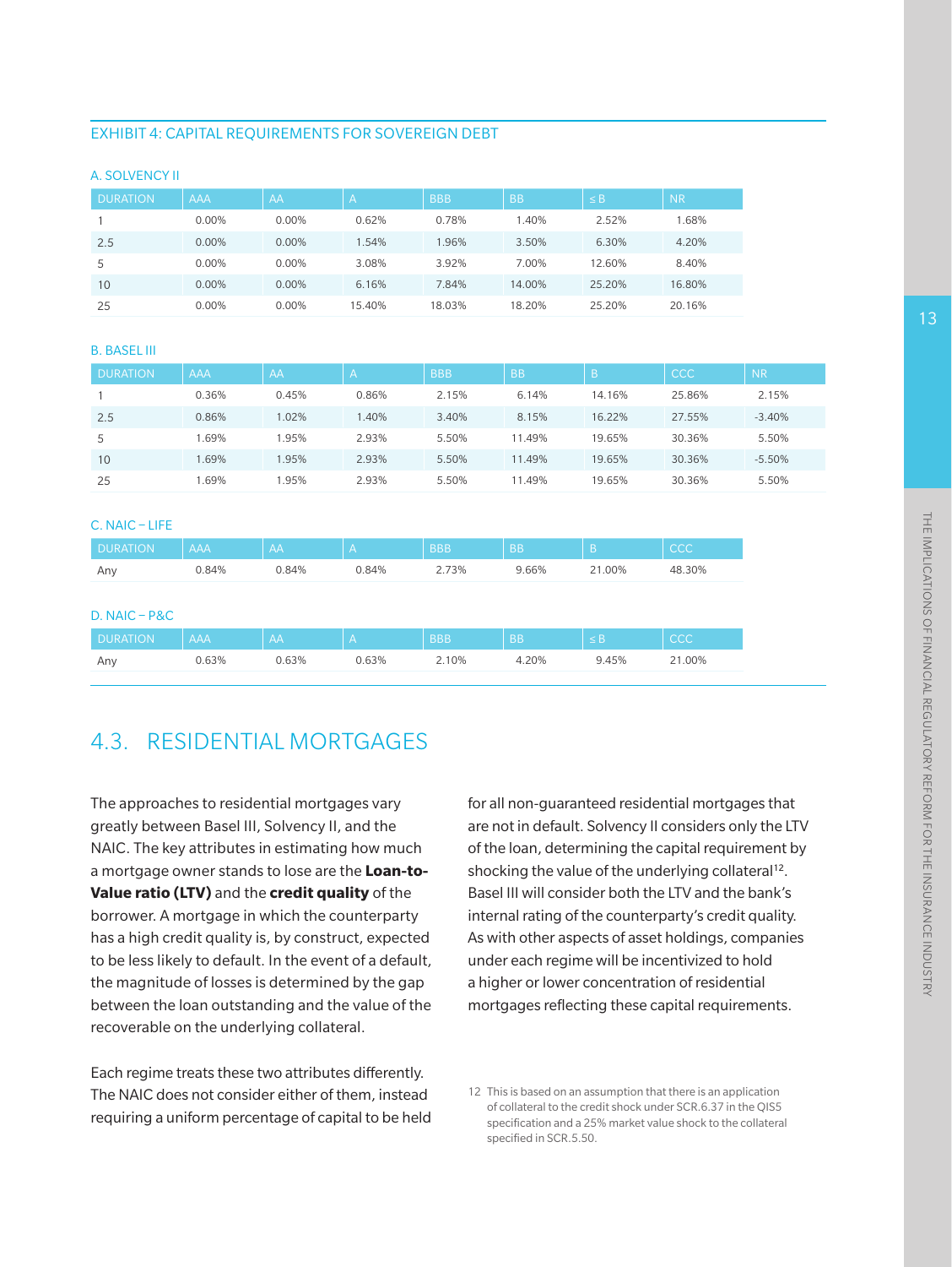EXHIBIT 4: CAPITAL REQUIREMENTS FOR SOVEREIGN DEBT

A. SOLVENCY II

| DURATION | AAA | AA | A | BBB | BB | ≤ B | NR |
|---|---|---|---|---|---|---|---|
| 1 | 0.00% | 0.00% | 0.62% | 0.78% | 1.40% | 2.52% | 1.68% |
| 2.5 | 0.00% | 0.00% | 1.54% | 1.96% | 3.50% | 6.30% | 4.20% |
| 5 | 0.00% | 0.00% | 3.08% | 3.92% | 7.00% | 12.60% | 8.40% |
| 10 | 0.00% | 0.00% | 6.16% | 7.84% | 14.00% | 25.20% | 16.80% |
| 25 | 0.00% | 0.00% | 15.40% | 18.03% | 18.20% | 25.20% | 20.16% |

B. BASEL III

| DURATION | AAA | AA | A | BBB | BB | B | CCC | NR |
|---|---|---|---|---|---|---|---|---|
| 1 | 0.36% | 0.45% | 0.86% | 2.15% | 6.14% | 14.16% | 25.86% | 2.15% |
| 2.5 | 0.86% | 1.02% | 1.40% | 3.40% | 8.15% | 16.22% | 27.55% | -3.40% |
| 5 | 1.69% | 1.95% | 2.93% | 5.50% | 11.49% | 19.65% | 30.36% | 5.50% |
| 10 | 1.69% | 1.95% | 2.93% | 5.50% | 11.49% | 19.65% | 30.36% | -5.50% |
| 25 | 1.69% | 1.95% | 2.93% | 5.50% | 11.49% | 19.65% | 30.36% | 5.50% |

C. NAIC – LIFE

| DURATION | AAA | AA | A | BBB | BB | B | CCC |
|---|---|---|---|---|---|---|---|
| Any | 0.84% | 0.84% | 0.84% | 2.73% | 9.66% | 21.00% | 48.30% |

D. NAIC – P&C

| DURATION | AAA | AA | A | BBB | BB | ≤ B | CCC |
|---|---|---|---|---|---|---|---|
| Any | 0.63% | 0.63% | 0.63% | 2.10% | 4.20% | 9.45% | 21.00% |

## 4.3. RESIDENTIAL MORTGAGES

The approaches to residential mortgages vary greatly between Basel III, Solvency II, and the NAIC. The key attributes in estimating how much a mortgage owner stands to lose are the **Loan-to-Value ratio (LTV)** and the **credit quality** of the borrower. A mortgage in which the counterparty has a high credit quality is, by construct, expected to be less likely to default. In the event of a default, the magnitude of losses is determined by the gap between the loan outstanding and the value of the recoverable on the underlying collateral.

Each regime treats these two attributes differently. The NAIC does not consider either of them, instead requiring a uniform percentage of capital to be held for all non-guaranteed residential mortgages that are not in default. Solvency II considers only the LTV of the loan, determining the capital requirement by shocking the value of the underlying collateral[12]. Basel III will consider both the LTV and the bank's internal rating of the counterparty's credit quality. As with other aspects of asset holdings, companies under each regime will be incentivized to hold a higher or lower concentration of residential mortgages reflecting these capital requirements.

12 This is based on an assumption that there is an application of collateral to the credit shock under SCR.6.37 in the QIS5 specification and a 25% market value shock to the collateral specified in SCR.5.50.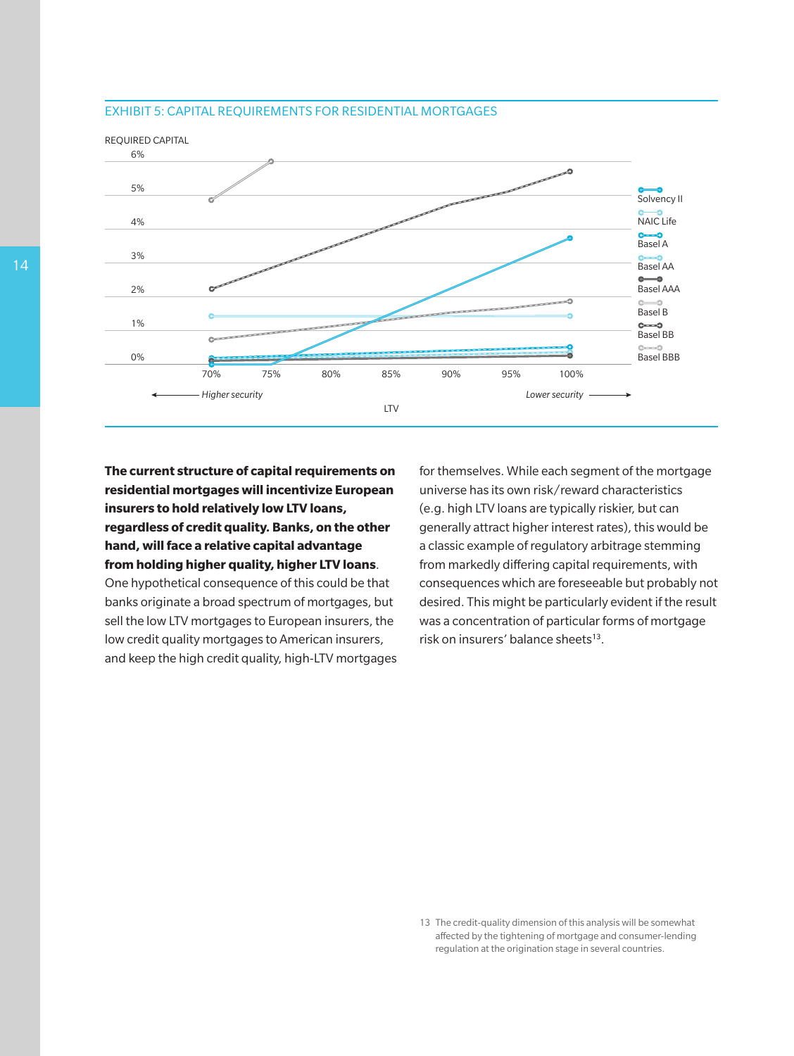EXHIBIT 5: CAPITAL REQUIREMENTS FOR RESIDENTIAL MORTGAGES

REQUIRED CAPITAL

6%
5%
4%
3%
2%
1%
0%

70% 75% 80% 85% 90% 95% 100%

← *Higher security* *Lower security* →

LTV

Solvency II
NAIC Life
Basel A
Basel AA
Basel AAA
Basel B
Basel BB
Basel BBB

**The current structure of capital requirements on residential mortgages will incentivize European insurers to hold relatively low LTV loans, regardless of credit quality. Banks, on the other hand, will face a relative capital advantage from holding higher quality, higher LTV loans**. One hypothetical consequence of this could be that banks originate a broad spectrum of mortgages, but sell the low LTV mortgages to European insurers, the low credit quality mortgages to American insurers, and keep the high credit quality, high-LTV mortgages for themselves. While each segment of the mortgage universe has its own risk/reward characteristics (e.g. high LTV loans are typically riskier, but can generally attract higher interest rates), this would be a classic example of regulatory arbitrage stemming from markedly differing capital requirements, with consequences which are foreseeable but probably not desired. This might be particularly evident if the result was a concentration of particular forms of mortgage risk on insurers' balance sheets[13].

13 The credit-quality dimension of this analysis will be somewhat affected by the tightening of mortgage and consumer-lending regulation at the origination stage in several countries.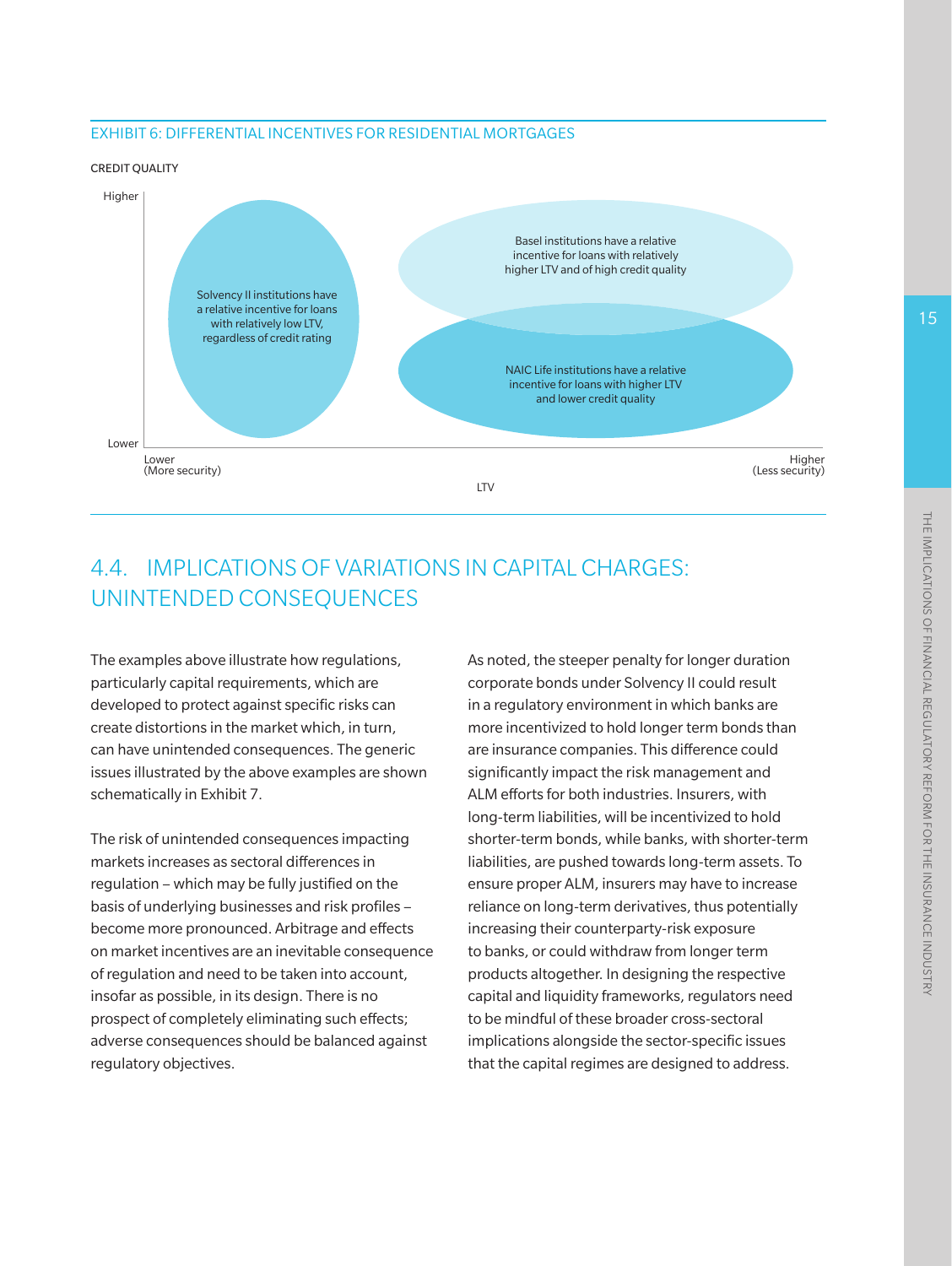EXHIBIT 6: DIFFERENTIAL INCENTIVES FOR RESIDENTIAL MORTGAGES

CREDIT QUALITY

Higher

Solvency II institutions have a relative incentive for loans with relatively low LTV, regardless of credit rating

Basel institutions have a relative incentive for loans with relatively higher LTV and of high credit quality

NAIC Life institutions have a relative incentive for loans with higher LTV and lower credit quality

Lower

Lower (More security)

Higher (Less security)

LTV

## 4.4. IMPLICATIONS OF VARIATIONS IN CAPITAL CHARGES: UNINTENDED CONSEQUENCES

The examples above illustrate how regulations, particularly capital requirements, which are developed to protect against specific risks can create distortions in the market which, in turn, can have unintended consequences. The generic issues illustrated by the above examples are shown schematically in Exhibit 7.

The risk of unintended consequences impacting markets increases as sectoral differences in regulation – which may be fully justified on the basis of underlying businesses and risk profiles – become more pronounced. Arbitrage and effects on market incentives are an inevitable consequence of regulation and need to be taken into account, insofar as possible, in its design. There is no prospect of completely eliminating such effects; adverse consequences should be balanced against regulatory objectives.

As noted, the steeper penalty for longer duration corporate bonds under Solvency II could result in a regulatory environment in which banks are more incentivized to hold longer term bonds than are insurance companies. This difference could significantly impact the risk management and ALM efforts for both industries. Insurers, with long-term liabilities, will be incentivized to hold shorter-term bonds, while banks, with shorter-term liabilities, are pushed towards long-term assets. To ensure proper ALM, insurers may have to increase reliance on long-term derivatives, thus potentially increasing their counterparty-risk exposure to banks, or could withdraw from longer term products altogether. In designing the respective capital and liquidity frameworks, regulators need to be mindful of these broader cross-sectoral implications alongside the sector-specific issues that the capital regimes are designed to address.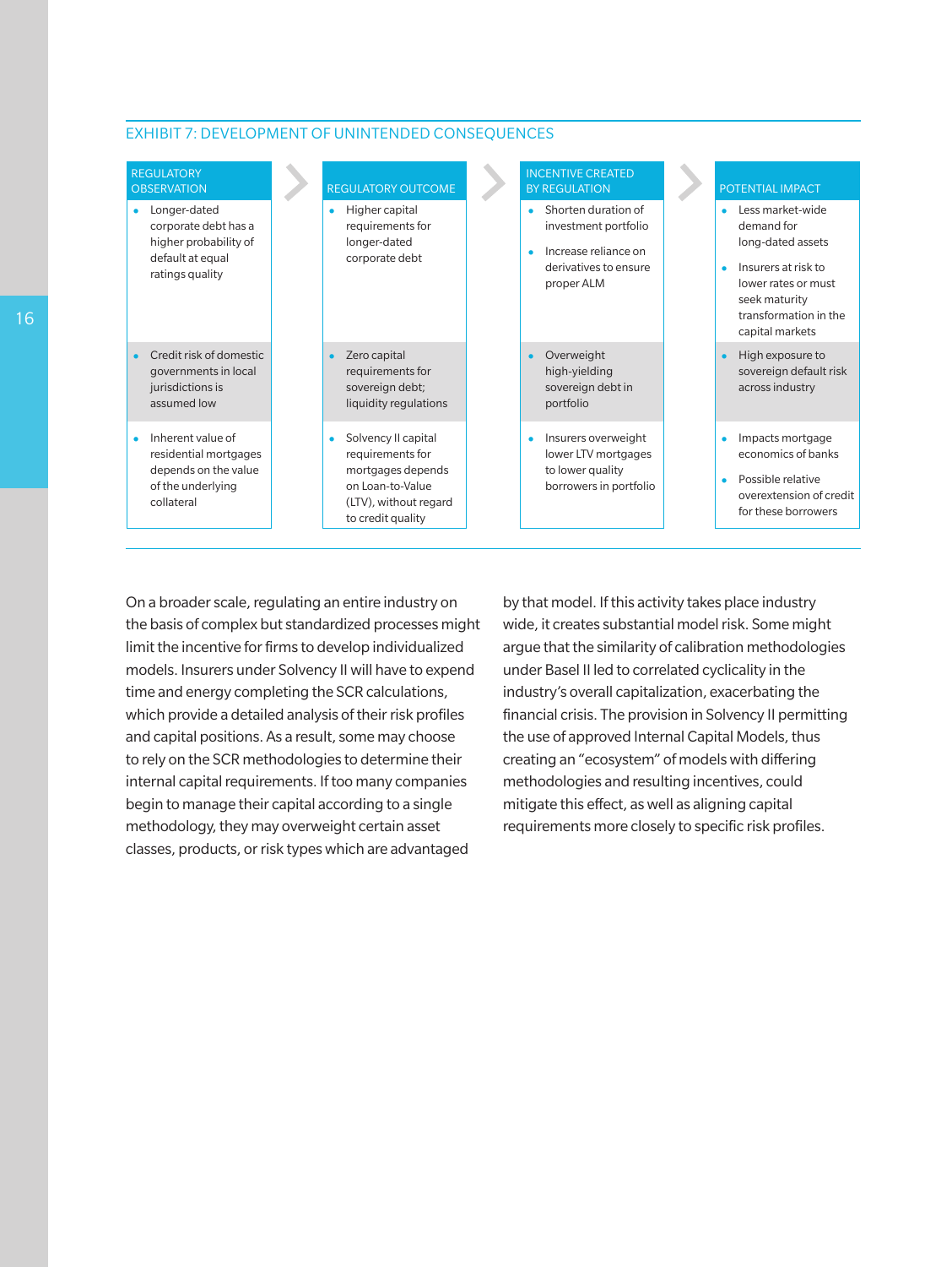## EXHIBIT 7: DEVELOPMENT OF UNINTENDED CONSEQUENCES

| REGULATORY OBSERVATION | REGULATORY OUTCOME | INCENTIVE CREATED BY REGULATION | POTENTIAL IMPACT |
| --- | --- | --- | --- |
| • Longer-dated corporate debt has a higher probability of default at equal ratings quality | • Higher capital requirements for longer-dated corporate debt | • Shorten duration of investment portfolio<br>• Increase reliance on derivatives to ensure proper ALM | • Less market-wide demand for long-dated assets<br>• Insurers at risk to lower rates or must seek maturity transformation in the capital markets |
| • Credit risk of domestic governments in local jurisdictions is assumed low | • Zero capital requirements for sovereign debt; liquidity regulations | • Overweight high-yielding sovereign debt in portfolio | • High exposure to sovereign default risk across industry |
| • Inherent value of residential mortgages depends on the value of the underlying collateral | • Solvency II capital requirements for mortgages depends on Loan-to-Value (LTV), without regard to credit quality | • Insurers overweight lower LTV mortgages to lower quality borrowers in portfolio | • Impacts mortgage economics of banks<br>• Possible relative overextension of credit for these borrowers |

On a broader scale, regulating an entire industry on the basis of complex but standardized processes might limit the incentive for firms to develop individualized models. Insurers under Solvency II will have to expend time and energy completing the SCR calculations, which provide a detailed analysis of their risk profiles and capital positions. As a result, some may choose to rely on the SCR methodologies to determine their internal capital requirements. If too many companies begin to manage their capital according to a single methodology, they may overweight certain asset classes, products, or risk types which are advantaged by that model. If this activity takes place industry wide, it creates substantial model risk. Some might argue that the similarity of calibration methodologies under Basel II led to correlated cyclicality in the industry's overall capitalization, exacerbating the financial crisis. The provision in Solvency II permitting the use of approved Internal Capital Models, thus creating an "ecosystem" of models with differing methodologies and resulting incentives, could mitigate this effect, as well as aligning capital requirements more closely to specific risk profiles.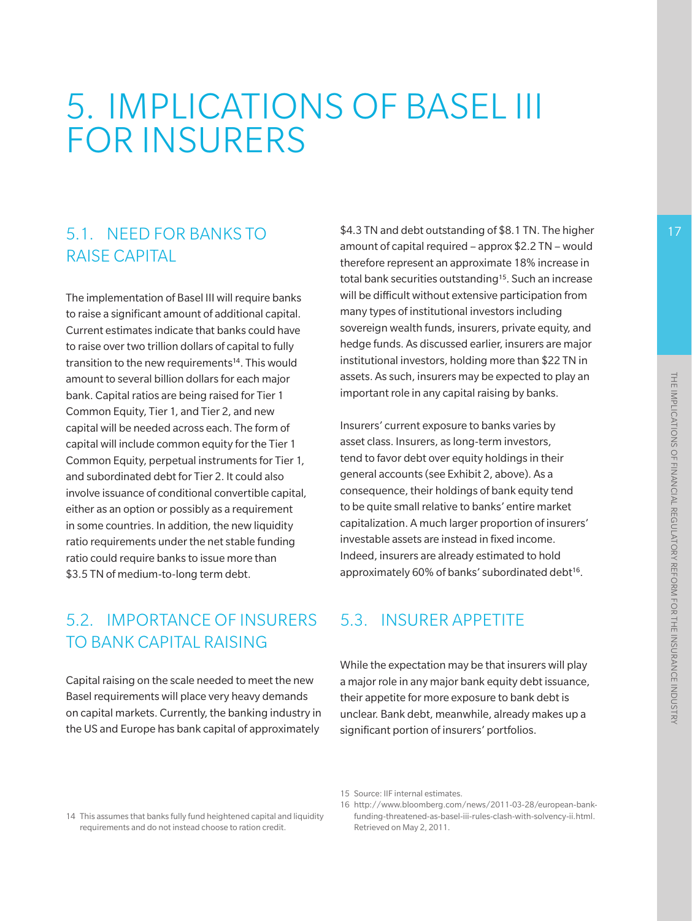# 5. IMPLICATIONS OF BASEL III FOR INSURERS

## 5.1. NEED FOR BANKS TO RAISE CAPITAL

The implementation of Basel III will require banks to raise a significant amount of additional capital. Current estimates indicate that banks could have to raise over two trillion dollars of capital to fully transition to the new requirements[14]. This would amount to several billion dollars for each major bank. Capital ratios are being raised for Tier 1 Common Equity, Tier 1, and Tier 2, and new capital will be needed across each. The form of capital will include common equity for the Tier 1 Common Equity, perpetual instruments for Tier 1, and subordinated debt for Tier 2. It could also involve issuance of conditional convertible capital, either as an option or possibly as a requirement in some countries. In addition, the new liquidity ratio requirements under the net stable funding ratio could require banks to issue more than $3.5 TN of medium-to-long term debt.

## 5.2. IMPORTANCE OF INSURERS TO BANK CAPITAL RAISING

Capital raising on the scale needed to meet the new Basel requirements will place very heavy demands on capital markets. Currently, the banking industry in the US and Europe has bank capital of approximately $4.3 TN and debt outstanding of $8.1 TN. The higher amount of capital required – approx $2.2 TN – would therefore represent an approximate 18% increase in total bank securities outstanding[15]. Such an increase will be difficult without extensive participation from many types of institutional investors including sovereign wealth funds, insurers, private equity, and hedge funds. As discussed earlier, insurers are major institutional investors, holding more than $22 TN in assets. As such, insurers may be expected to play an important role in any capital raising by banks.

Insurers' current exposure to banks varies by asset class. Insurers, as long-term investors, tend to favor debt over equity holdings in their general accounts (see Exhibit 2, above). As a consequence, their holdings of bank equity tend to be quite small relative to banks' entire market capitalization. A much larger proportion of insurers' investable assets are instead in fixed income. Indeed, insurers are already estimated to hold approximately 60% of banks' subordinated debt[16].

## 5.3. INSURER APPETITE

While the expectation may be that insurers will play a major role in any major bank equity debt issuance, their appetite for more exposure to bank debt is unclear. Bank debt, meanwhile, already makes up a significant portion of insurers' portfolios.

14 This assumes that banks fully fund heightened capital and liquidity requirements and do not instead choose to ration credit.

15 Source: IIF internal estimates.

16 http://www.bloomberg.com/news/2011-03-28/european-bank-funding-threatened-as-basel-iii-rules-clash-with-solvency-ii.html. Retrieved on May 2, 2011.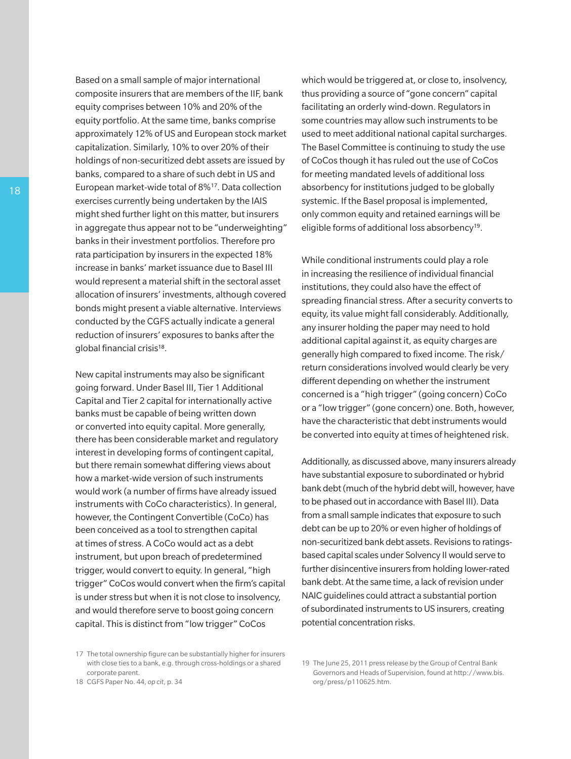Based on a small sample of major international composite insurers that are members of the IIF, bank equity comprises between 10% and 20% of the equity portfolio. At the same time, banks comprise approximately 12% of US and European stock market capitalization. Similarly, 10% to over 20% of their holdings of non-securitized debt assets are issued by banks, compared to a share of such debt in US and European market-wide total of 8%[17]. Data collection exercises currently being undertaken by the IAIS might shed further light on this matter, but insurers in aggregate thus appear not to be "underweighting" banks in their investment portfolios. Therefore pro rata participation by insurers in the expected 18% increase in banks' market issuance due to Basel III would represent a material shift in the sectoral asset allocation of insurers' investments, although covered bonds might present a viable alternative. Interviews conducted by the CGFS actually indicate a general reduction of insurers' exposures to banks after the global financial crisis[18].

New capital instruments may also be significant going forward. Under Basel III, Tier 1 Additional Capital and Tier 2 capital for internationally active banks must be capable of being written down or converted into equity capital. More generally, there has been considerable market and regulatory interest in developing forms of contingent capital, but there remain somewhat differing views about how a market-wide version of such instruments would work (a number of firms have already issued instruments with CoCo characteristics). In general, however, the Contingent Convertible (CoCo) has been conceived as a tool to strengthen capital at times of stress. A CoCo would act as a debt instrument, but upon breach of predetermined trigger, would convert to equity. In general, "high trigger" CoCos would convert when the firm's capital is under stress but when it is not close to insolvency, and would therefore serve to boost going concern capital. This is distinct from "low trigger" CoCos which would be triggered at, or close to, insolvency, thus providing a source of "gone concern" capital facilitating an orderly wind-down. Regulators in some countries may allow such instruments to be used to meet additional national capital surcharges. The Basel Committee is continuing to study the use of CoCos though it has ruled out the use of CoCos for meeting mandated levels of additional loss absorbency for institutions judged to be globally systemic. If the Basel proposal is implemented, only common equity and retained earnings will be eligible forms of additional loss absorbency[19].

While conditional instruments could play a role in increasing the resilience of individual financial institutions, they could also have the effect of spreading financial stress. After a security converts to equity, its value might fall considerably. Additionally, any insurer holding the paper may need to hold additional capital against it, as equity charges are generally high compared to fixed income. The risk/return considerations involved would clearly be very different depending on whether the instrument concerned is a "high trigger" (going concern) CoCo or a "low trigger" (gone concern) one. Both, however, have the characteristic that debt instruments would be converted into equity at times of heightened risk.

Additionally, as discussed above, many insurers already have substantial exposure to subordinated or hybrid bank debt (much of the hybrid debt will, however, have to be phased out in accordance with Basel III). Data from a small sample indicates that exposure to such debt can be up to 20% or even higher of holdings of non-securitized bank debt assets. Revisions to ratings-based capital scales under Solvency II would serve to further disincentive insurers from holding lower-rated bank debt. At the same time, a lack of revision under NAIC guidelines could attract a substantial portion of subordinated instruments to US insurers, creating potential concentration risks.

---

17 The total ownership figure can be substantially higher for insurers with close ties to a bank, e.g. through cross-holdings or a shared corporate parent.

18 CGFS Paper No. 44, *op cit*, p. 34

19 The June 25, 2011 press release by the Group of Central Bank Governors and Heads of Supervision, found at http://www.bis.org/press/p110625.htm.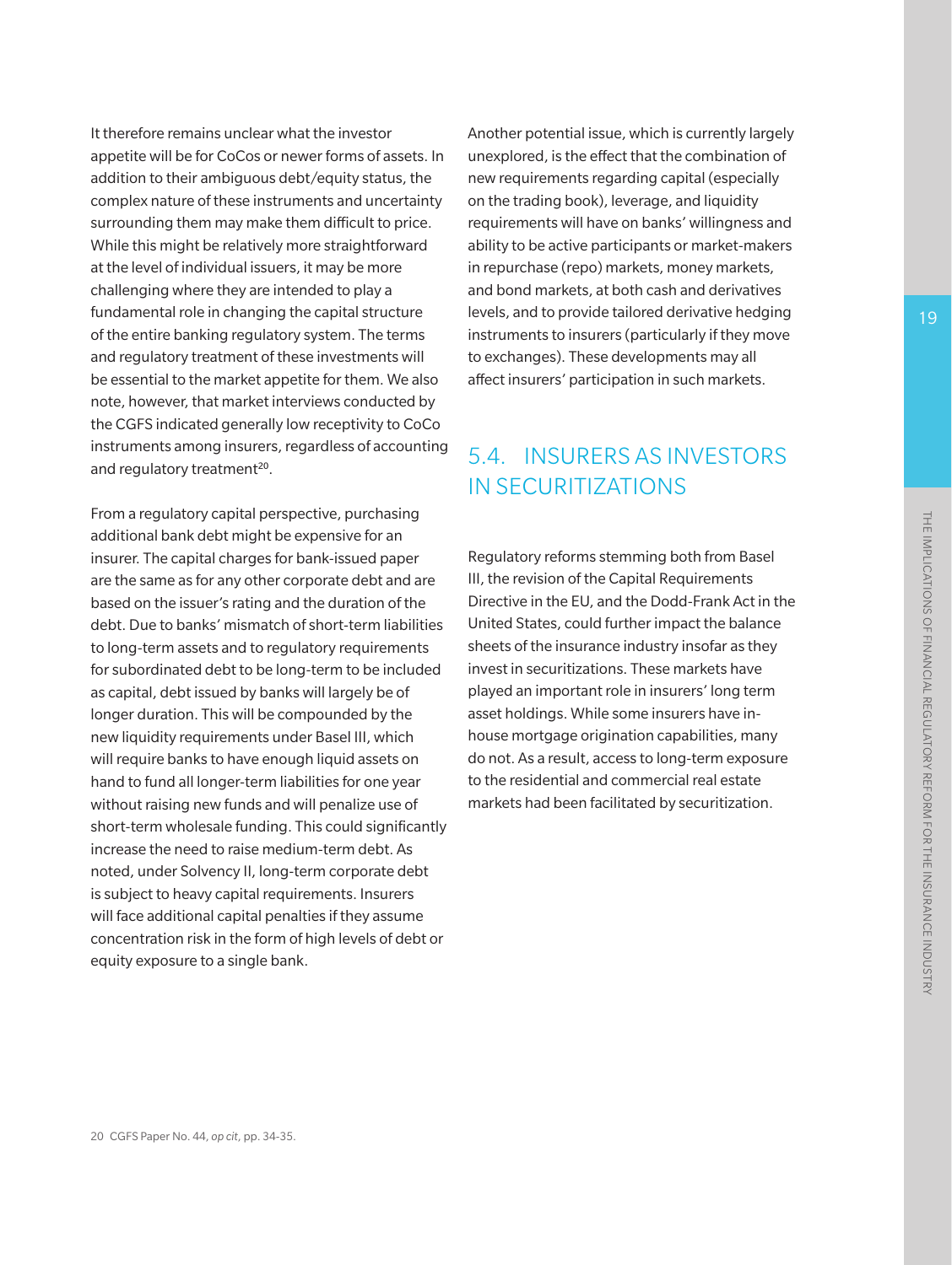It therefore remains unclear what the investor appetite will be for CoCos or newer forms of assets. In addition to their ambiguous debt/equity status, the complex nature of these instruments and uncertainty surrounding them may make them difficult to price. While this might be relatively more straightforward at the level of individual issuers, it may be more challenging where they are intended to play a fundamental role in changing the capital structure of the entire banking regulatory system. The terms and regulatory treatment of these investments will be essential to the market appetite for them. We also note, however, that market interviews conducted by the CGFS indicated generally low receptivity to CoCo instruments among insurers, regardless of accounting and regulatory treatment[20].

From a regulatory capital perspective, purchasing additional bank debt might be expensive for an insurer. The capital charges for bank-issued paper are the same as for any other corporate debt and are based on the issuer's rating and the duration of the debt. Due to banks' mismatch of short-term liabilities to long-term assets and to regulatory requirements for subordinated debt to be long-term to be included as capital, debt issued by banks will largely be of longer duration. This will be compounded by the new liquidity requirements under Basel III, which will require banks to have enough liquid assets on hand to fund all longer-term liabilities for one year without raising new funds and will penalize use of short-term wholesale funding. This could significantly increase the need to raise medium-term debt. As noted, under Solvency II, long-term corporate debt is subject to heavy capital requirements. Insurers will face additional capital penalties if they assume concentration risk in the form of high levels of debt or equity exposure to a single bank.

Another potential issue, which is currently largely unexplored, is the effect that the combination of new requirements regarding capital (especially on the trading book), leverage, and liquidity requirements will have on banks' willingness and ability to be active participants or market-makers in repurchase (repo) markets, money markets, and bond markets, at both cash and derivatives levels, and to provide tailored derivative hedging instruments to insurers (particularly if they move to exchanges). These developments may all affect insurers' participation in such markets.

## 5.4. INSURERS AS INVESTORS IN SECURITIZATIONS

Regulatory reforms stemming both from Basel III, the revision of the Capital Requirements Directive in the EU, and the Dodd-Frank Act in the United States, could further impact the balance sheets of the insurance industry insofar as they invest in securitizations. These markets have played an important role in insurers' long term asset holdings. While some insurers have in-house mortgage origination capabilities, many do not. As a result, access to long-term exposure to the residential and commercial real estate markets had been facilitated by securitization.

20 CGFS Paper No. 44, *op cit*, pp. 34-35.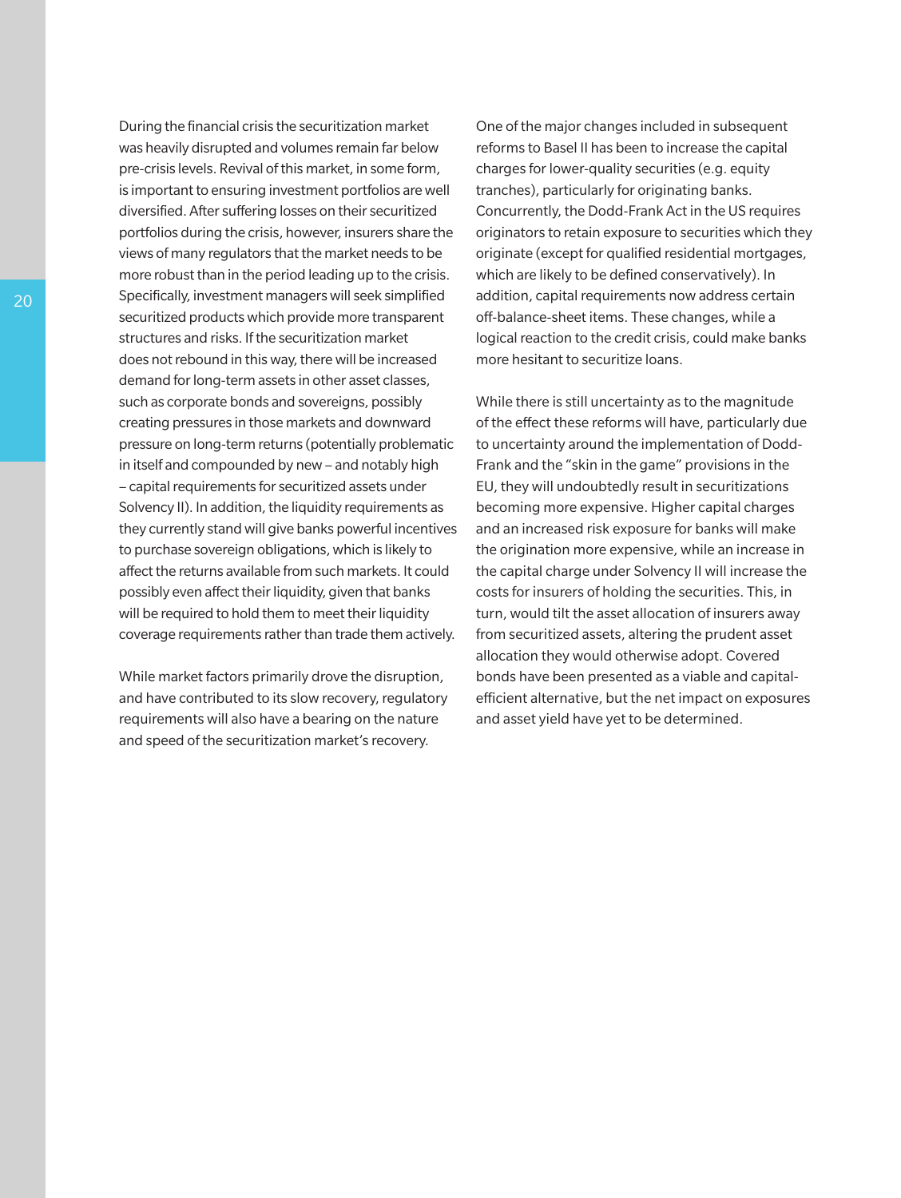During the financial crisis the securitization market was heavily disrupted and volumes remain far below pre-crisis levels. Revival of this market, in some form, is important to ensuring investment portfolios are well diversified. After suffering losses on their securitized portfolios during the crisis, however, insurers share the views of many regulators that the market needs to be more robust than in the period leading up to the crisis. Specifically, investment managers will seek simplified securitized products which provide more transparent structures and risks. If the securitization market does not rebound in this way, there will be increased demand for long-term assets in other asset classes, such as corporate bonds and sovereigns, possibly creating pressures in those markets and downward pressure on long-term returns (potentially problematic in itself and compounded by new – and notably high – capital requirements for securitized assets under Solvency II). In addition, the liquidity requirements as they currently stand will give banks powerful incentives to purchase sovereign obligations, which is likely to affect the returns available from such markets. It could possibly even affect their liquidity, given that banks will be required to hold them to meet their liquidity coverage requirements rather than trade them actively.

While market factors primarily drove the disruption, and have contributed to its slow recovery, regulatory requirements will also have a bearing on the nature and speed of the securitization market's recovery.

One of the major changes included in subsequent reforms to Basel II has been to increase the capital charges for lower-quality securities (e.g. equity tranches), particularly for originating banks. Concurrently, the Dodd-Frank Act in the US requires originators to retain exposure to securities which they originate (except for qualified residential mortgages, which are likely to be defined conservatively). In addition, capital requirements now address certain off-balance-sheet items. These changes, while a logical reaction to the credit crisis, could make banks more hesitant to securitize loans.

While there is still uncertainty as to the magnitude of the effect these reforms will have, particularly due to uncertainty around the implementation of Dodd-Frank and the "skin in the game" provisions in the EU, they will undoubtedly result in securitizations becoming more expensive. Higher capital charges and an increased risk exposure for banks will make the origination more expensive, while an increase in the capital charge under Solvency II will increase the costs for insurers of holding the securities. This, in turn, would tilt the asset allocation of insurers away from securitized assets, altering the prudent asset allocation they would otherwise adopt. Covered bonds have been presented as a viable and capital-efficient alternative, but the net impact on exposures and asset yield have yet to be determined.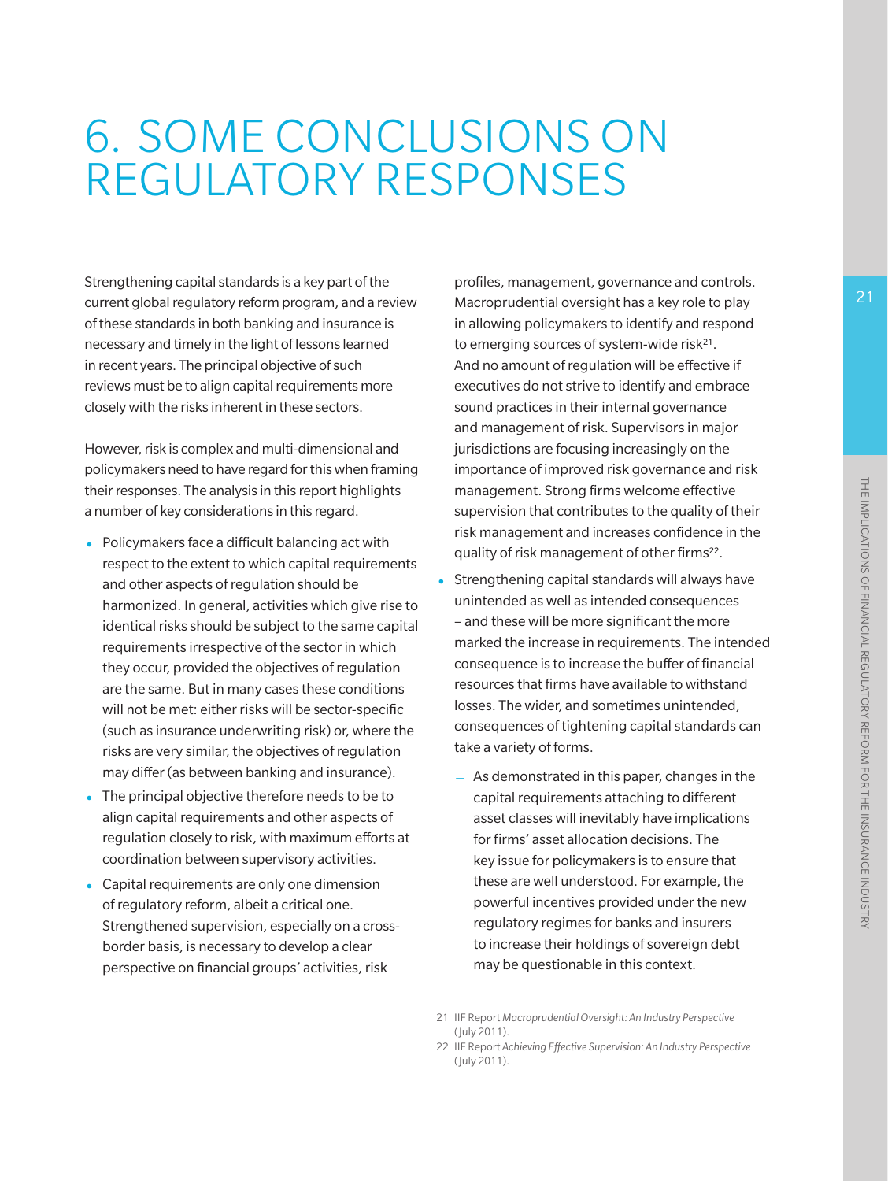# 6. SOME CONCLUSIONS ON REGULATORY RESPONSES

Strengthening capital standards is a key part of the current global regulatory reform program, and a review of these standards in both banking and insurance is necessary and timely in the light of lessons learned in recent years. The principal objective of such reviews must be to align capital requirements more closely with the risks inherent in these sectors.

However, risk is complex and multi-dimensional and policymakers need to have regard for this when framing their responses. The analysis in this report highlights a number of key considerations in this regard.

- Policymakers face a difficult balancing act with respect to the extent to which capital requirements and other aspects of regulation should be harmonized. In general, activities which give rise to identical risks should be subject to the same capital requirements irrespective of the sector in which they occur, provided the objectives of regulation are the same. But in many cases these conditions will not be met: either risks will be sector-specific (such as insurance underwriting risk) or, where the risks are very similar, the objectives of regulation may differ (as between banking and insurance).
- The principal objective therefore needs to be to align capital requirements and other aspects of regulation closely to risk, with maximum efforts at coordination between supervisory activities.
- Capital requirements are only one dimension of regulatory reform, albeit a critical one. Strengthened supervision, especially on a cross-border basis, is necessary to develop a clear perspective on financial groups' activities, risk profiles, management, governance and controls. Macroprudential oversight has a key role to play in allowing policymakers to identify and respond to emerging sources of system-wide risk[21]. And no amount of regulation will be effective if executives do not strive to identify and embrace sound practices in their internal governance and management of risk. Supervisors in major jurisdictions are focusing increasingly on the importance of improved risk governance and risk management. Strong firms welcome effective supervision that contributes to the quality of their risk management and increases confidence in the quality of risk management of other firms[22].
- Strengthening capital standards will always have unintended as well as intended consequences – and these will be more significant the more marked the increase in requirements. The intended consequence is to increase the buffer of financial resources that firms have available to withstand losses. The wider, and sometimes unintended, consequences of tightening capital standards can take a variety of forms.
  - As demonstrated in this paper, changes in the capital requirements attaching to different asset classes will inevitably have implications for firms' asset allocation decisions. The key issue for policymakers is to ensure that these are well understood. For example, the powerful incentives provided under the new regulatory regimes for banks and insurers to increase their holdings of sovereign debt may be questionable in this context.

21 IIF Report *Macroprudential Oversight: An Industry Perspective* (July 2011).

22 IIF Report *Achieving Effective Supervision: An Industry Perspective* (July 2011).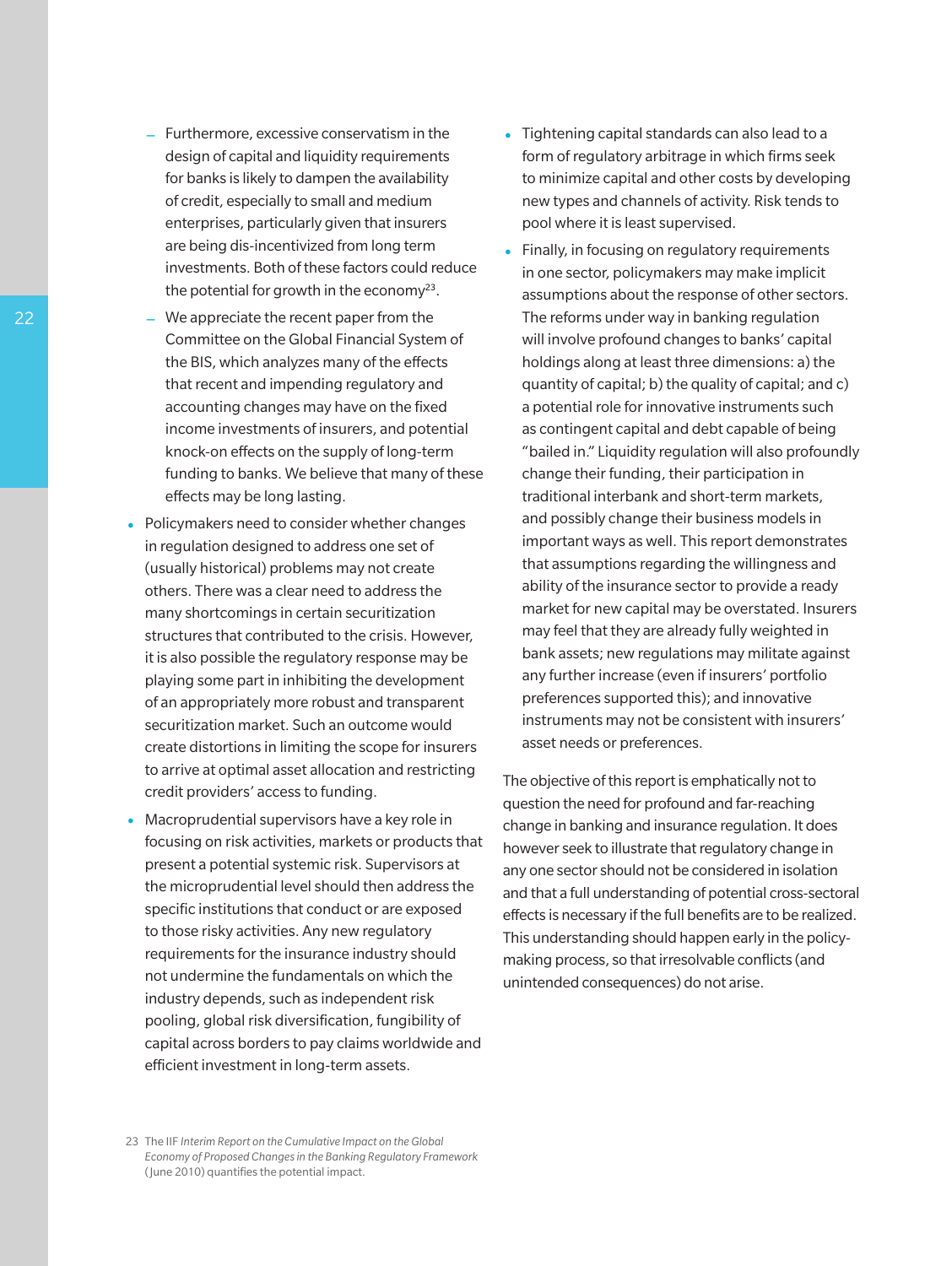- Furthermore, excessive conservatism in the design of capital and liquidity requirements for banks is likely to dampen the availability of credit, especially to small and medium enterprises, particularly given that insurers are being dis-incentivized from long term investments. Both of these factors could reduce the potential for growth in the economy[23].
  - We appreciate the recent paper from the Committee on the Global Financial System of the BIS, which analyzes many of the effects that recent and impending regulatory and accounting changes may have on the fixed income investments of insurers, and potential knock-on effects on the supply of long-term funding to banks. We believe that many of these effects may be long lasting.
- Policymakers need to consider whether changes in regulation designed to address one set of (usually historical) problems may not create others. There was a clear need to address the many shortcomings in certain securitization structures that contributed to the crisis. However, it is also possible the regulatory response may be playing some part in inhibiting the development of an appropriately more robust and transparent securitization market. Such an outcome would create distortions in limiting the scope for insurers to arrive at optimal asset allocation and restricting credit providers' access to funding.
- Macroprudential supervisors have a key role in focusing on risk activities, markets or products that present a potential systemic risk. Supervisors at the microprudential level should then address the specific institutions that conduct or are exposed to those risky activities. Any new regulatory requirements for the insurance industry should not undermine the fundamentals on which the industry depends, such as independent risk pooling, global risk diversification, fungibility of capital across borders to pay claims worldwide and efficient investment in long-term assets.
- Tightening capital standards can also lead to a form of regulatory arbitrage in which firms seek to minimize capital and other costs by developing new types and channels of activity. Risk tends to pool where it is least supervised.
- Finally, in focusing on regulatory requirements in one sector, policymakers may make implicit assumptions about the response of other sectors. The reforms under way in banking regulation will involve profound changes to banks' capital holdings along at least three dimensions: a) the quantity of capital; b) the quality of capital; and c) a potential role for innovative instruments such as contingent capital and debt capable of being "bailed in." Liquidity regulation will also profoundly change their funding, their participation in traditional interbank and short-term markets, and possibly change their business models in important ways as well. This report demonstrates that assumptions regarding the willingness and ability of the insurance sector to provide a ready market for new capital may be overstated. Insurers may feel that they are already fully weighted in bank assets; new regulations may militate against any further increase (even if insurers' portfolio preferences supported this); and innovative instruments may not be consistent with insurers' asset needs or preferences.

The objective of this report is emphatically not to question the need for profound and far-reaching change in banking and insurance regulation. It does however seek to illustrate that regulatory change in any one sector should not be considered in isolation and that a full understanding of potential cross-sectoral effects is necessary if the full benefits are to be realized. This understanding should happen early in the policy-making process, so that irresolvable conflicts (and unintended consequences) do not arise.

[23] The IIF *Interim Report on the Cumulative Impact on the Global Economy of Proposed Changes in the Banking Regulatory Framework* (June 2010) quantifies the potential impact.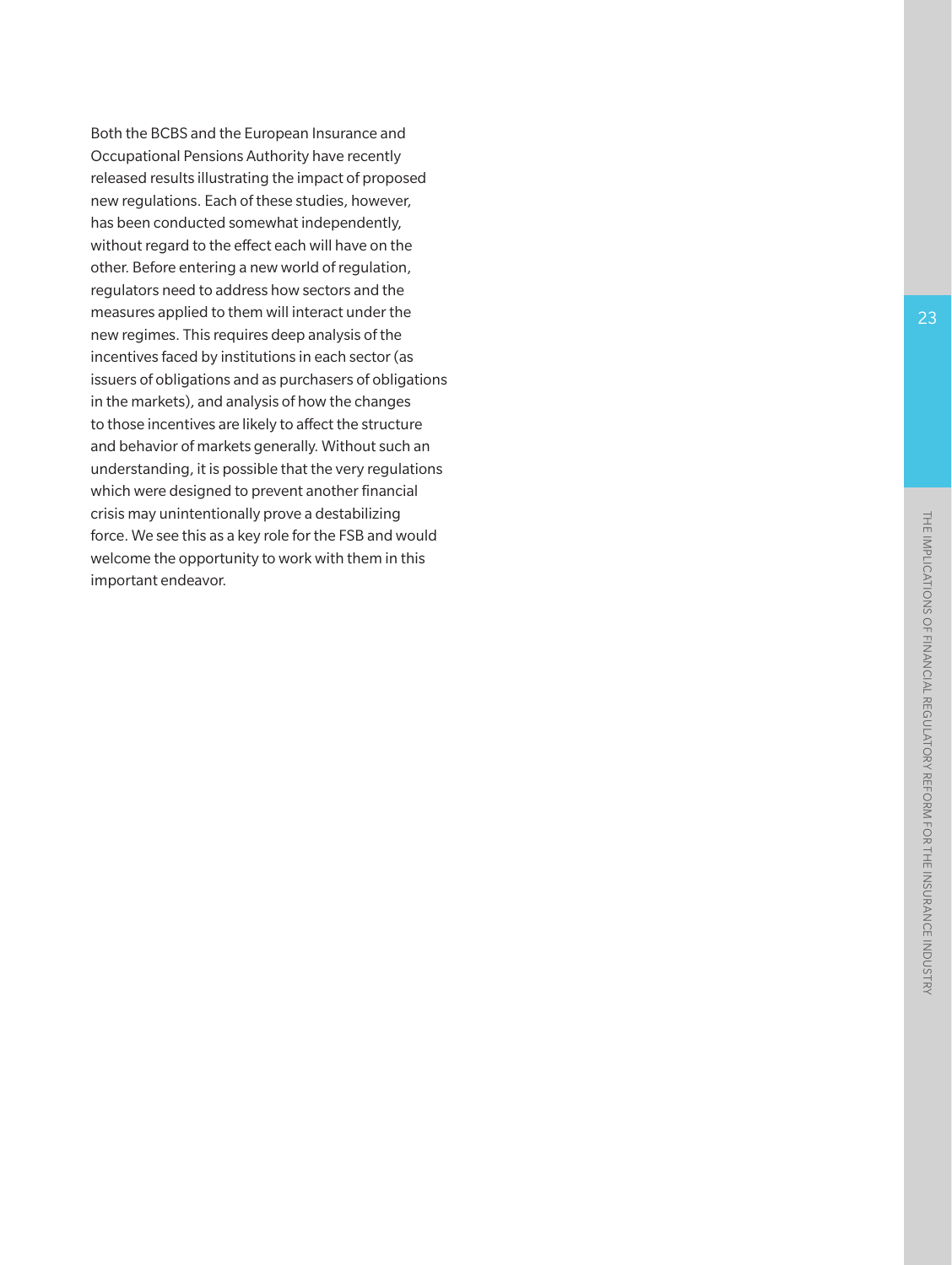Both the BCBS and the European Insurance and Occupational Pensions Authority have recently released results illustrating the impact of proposed new regulations. Each of these studies, however, has been conducted somewhat independently, without regard to the effect each will have on the other. Before entering a new world of regulation, regulators need to address how sectors and the measures applied to them will interact under the new regimes. This requires deep analysis of the incentives faced by institutions in each sector (as issuers of obligations and as purchasers of obligations in the markets), and analysis of how the changes to those incentives are likely to affect the structure and behavior of markets generally. Without such an understanding, it is possible that the very regulations which were designed to prevent another financial crisis may unintentionally prove a destabilizing force. We see this as a key role for the FSB and would welcome the opportunity to work with them in this important endeavor.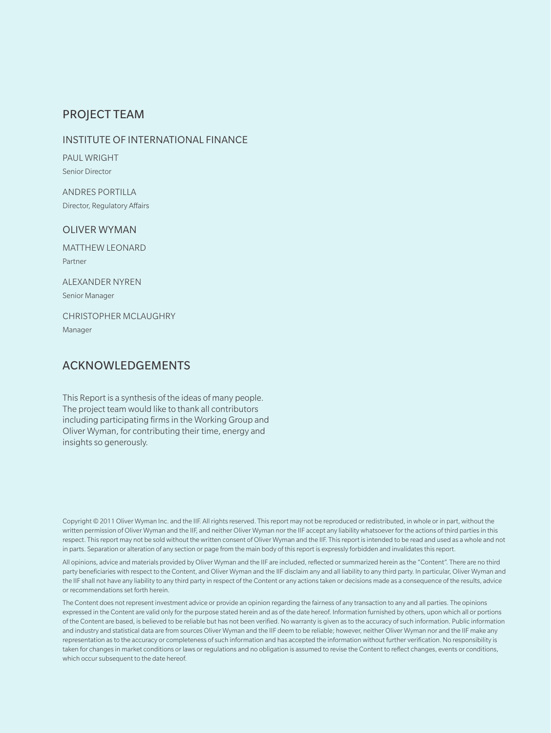## PROJECT TEAM

### INSTITUTE OF INTERNATIONAL FINANCE

PAUL WRIGHT
Senior Director

ANDRES PORTILLA
Director, Regulatory Affairs

### OLIVER WYMAN

MATTHEW LEONARD
Partner

ALEXANDER NYREN
Senior Manager

CHRISTOPHER MCLAUGHRY
Manager

## ACKNOWLEDGEMENTS

This Report is a synthesis of the ideas of many people. The project team would like to thank all contributors including participating firms in the Working Group and Oliver Wyman, for contributing their time, energy and insights so generously.

Copyright © 2011 Oliver Wyman Inc. and the IIF. All rights reserved. This report may not be reproduced or redistributed, in whole or in part, without the written permission of Oliver Wyman and the IIF, and neither Oliver Wyman nor the IIF accept any liability whatsoever for the actions of third parties in this respect. This report may not be sold without the written consent of Oliver Wyman and the IIF. This report is intended to be read and used as a whole and not in parts. Separation or alteration of any section or page from the main body of this report is expressly forbidden and invalidates this report.

All opinions, advice and materials provided by Oliver Wyman and the IIF are included, reflected or summarized herein as the "Content". There are no third party beneficiaries with respect to the Content, and Oliver Wyman and the IIF disclaim any and all liability to any third party. In particular, Oliver Wyman and the IIF shall not have any liability to any third party in respect of the Content or any actions taken or decisions made as a consequence of the results, advice or recommendations set forth herein.

The Content does not represent investment advice or provide an opinion regarding the fairness of any transaction to any and all parties. The opinions expressed in the Content are valid only for the purpose stated herein and as of the date hereof. Information furnished by others, upon which all or portions of the Content are based, is believed to be reliable but has not been verified. No warranty is given as to the accuracy of such information. Public information and industry and statistical data are from sources Oliver Wyman and the IIF deem to be reliable; however, neither Oliver Wyman nor and the IIF make any representation as to the accuracy or completeness of such information and has accepted the information without further verification. No responsibility is taken for changes in market conditions or laws or regulations and no obligation is assumed to revise the Content to reflect changes, events or conditions, which occur subsequent to the date hereof.